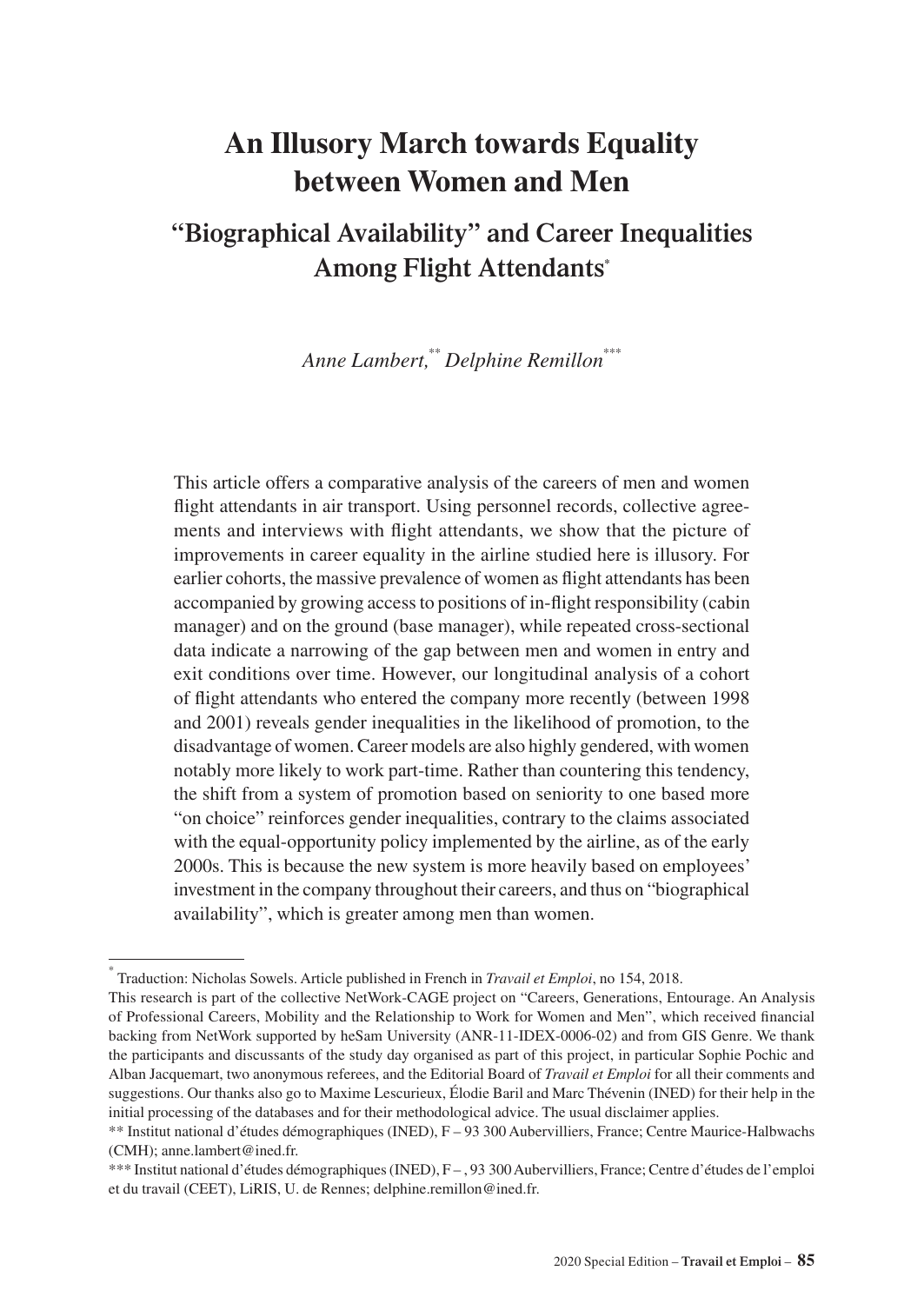# An Illusory March towards Equality between Women and Men

## "Biographical Availability" and Career Inequalities Among Flight Attendants[*]

*Anne Lambert,[**] Delphine Remillon[***]*

This article offers a comparative analysis of the careers of men and women flight attendants in air transport. Using personnel records, collective agreements and interviews with flight attendants, we show that the picture of improvements in career equality in the airline studied here is illusory. For earlier cohorts, the massive prevalence of women as flight attendants has been accompanied by growing access to positions of in-flight responsibility (cabin manager) and on the ground (base manager), while repeated cross-sectional data indicate a narrowing of the gap between men and women in entry and exit conditions over time. However, our longitudinal analysis of a cohort of flight attendants who entered the company more recently (between 1998 and 2001) reveals gender inequalities in the likelihood of promotion, to the disadvantage of women. Career models are also highly gendered, with women notably more likely to work part-time. Rather than countering this tendency, the shift from a system of promotion based on seniority to one based more "on choice" reinforces gender inequalities, contrary to the claims associated with the equal-opportunity policy implemented by the airline, as of the early 2000s. This is because the new system is more heavily based on employees' investment in the company throughout their careers, and thus on "biographical availability", which is greater among men than women.

---

[*] Traduction: Nicholas Sowels. Article published in French in *Travail et Emploi*, no 154, 2018.

This research is part of the collective NetWork-CAGE project on "Careers, Generations, Entourage. An Analysis of Professional Careers, Mobility and the Relationship to Work for Women and Men", which received financial backing from NetWork supported by heSam University (ANR-11-IDEX-0006-02) and from GIS Genre. We thank the participants and discussants of the study day organised as part of this project, in particular Sophie Pochic and Alban Jacquemart, two anonymous referees, and the Editorial Board of *Travail et Emploi* for all their comments and suggestions. Our thanks also go to Maxime Lescurieux, Élodie Baril and Marc Thévenin (INED) for their help in the initial processing of the databases and for their methodological advice. The usual disclaimer applies.

[**] Institut national d'études démographiques (INED), F – 93 300 Aubervilliers, France; Centre Maurice-Halbwachs (CMH); anne.lambert@ined.fr.

[***] Institut national d'études démographiques (INED), F – , 93 300 Aubervilliers, France; Centre d'études de l'emploi et du travail (CEET), LiRIS, U. de Rennes; delphine.remillon@ined.fr.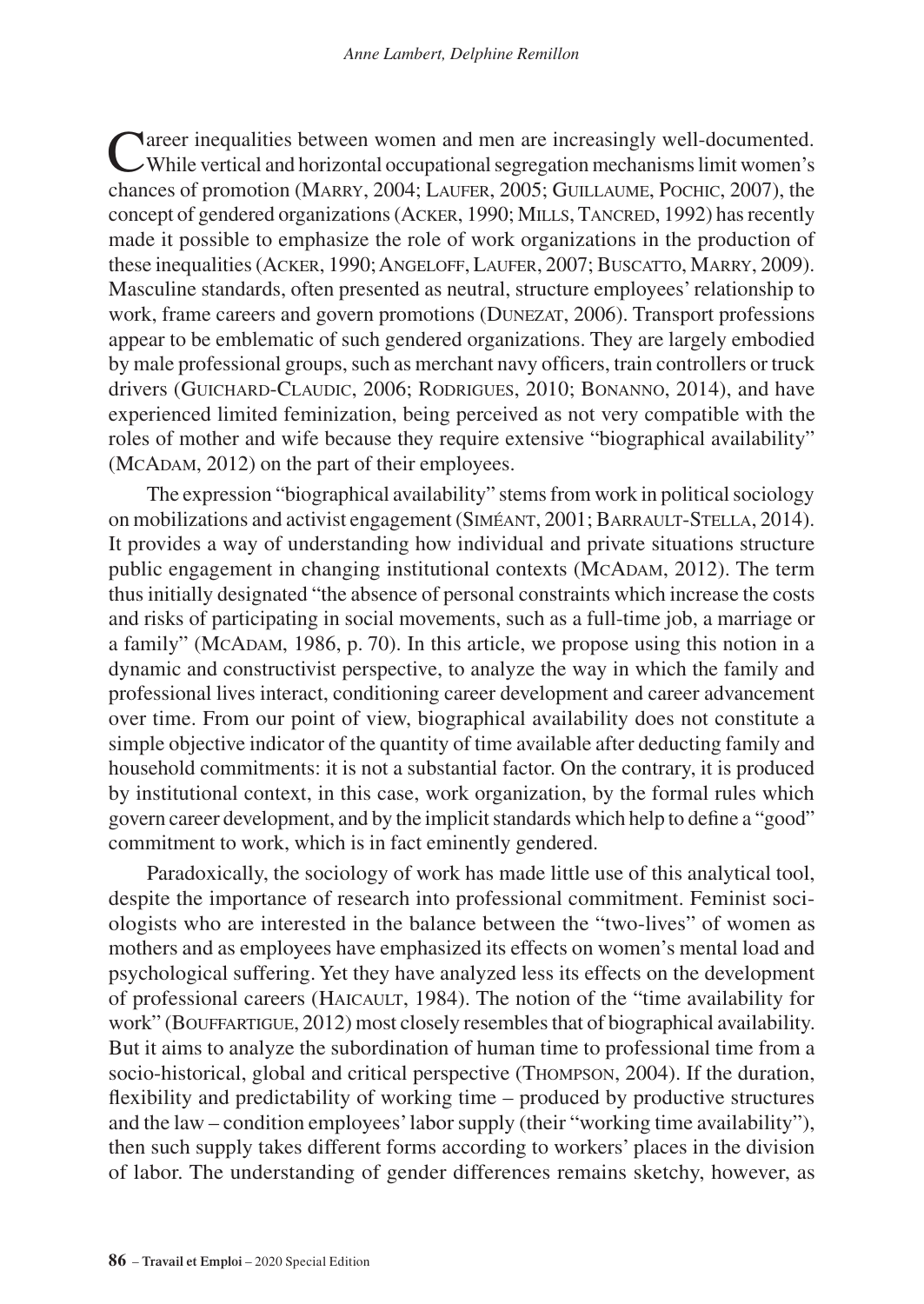Career inequalities between women and men are increasingly well-documented. While vertical and horizontal occupational segregation mechanisms limit women's chances of promotion (Marry, 2004; Laufer, 2005; Guillaume, Pochic, 2007), the concept of gendered organizations (Acker, 1990; Mills, Tancred, 1992) has recently made it possible to emphasize the role of work organizations in the production of these inequalities (Acker, 1990; Angeloff, Laufer, 2007; Buscatto, Marry, 2009). Masculine standards, often presented as neutral, structure employees' relationship to work, frame careers and govern promotions (Dunezat, 2006). Transport professions appear to be emblematic of such gendered organizations. They are largely embodied by male professional groups, such as merchant navy officers, train controllers or truck drivers (Guichard-Claudic, 2006; Rodrigues, 2010; Bonanno, 2014), and have experienced limited feminization, being perceived as not very compatible with the roles of mother and wife because they require extensive "biographical availability" (McAdam, 2012) on the part of their employees.

The expression "biographical availability" stems from work in political sociology on mobilizations and activist engagement (Siméant, 2001; Barrault-Stella, 2014). It provides a way of understanding how individual and private situations structure public engagement in changing institutional contexts (McAdam, 2012). The term thus initially designated "the absence of personal constraints which increase the costs and risks of participating in social movements, such as a full-time job, a marriage or a family" (McAdam, 1986, p. 70). In this article, we propose using this notion in a dynamic and constructivist perspective, to analyze the way in which the family and professional lives interact, conditioning career development and career advancement over time. From our point of view, biographical availability does not constitute a simple objective indicator of the quantity of time available after deducting family and household commitments: it is not a substantial factor. On the contrary, it is produced by institutional context, in this case, work organization, by the formal rules which govern career development, and by the implicit standards which help to define a "good" commitment to work, which is in fact eminently gendered.

Paradoxically, the sociology of work has made little use of this analytical tool, despite the importance of research into professional commitment. Feminist sociologists who are interested in the balance between the "two-lives" of women as mothers and as employees have emphasized its effects on women's mental load and psychological suffering. Yet they have analyzed less its effects on the development of professional careers (Haicault, 1984). The notion of the "time availability for work" (Bouffartigue, 2012) most closely resembles that of biographical availability. But it aims to analyze the subordination of human time to professional time from a socio-historical, global and critical perspective (Thompson, 2004). If the duration, flexibility and predictability of working time – produced by productive structures and the law – condition employees' labor supply (their "working time availability"), then such supply takes different forms according to workers' places in the division of labor. The understanding of gender differences remains sketchy, however, as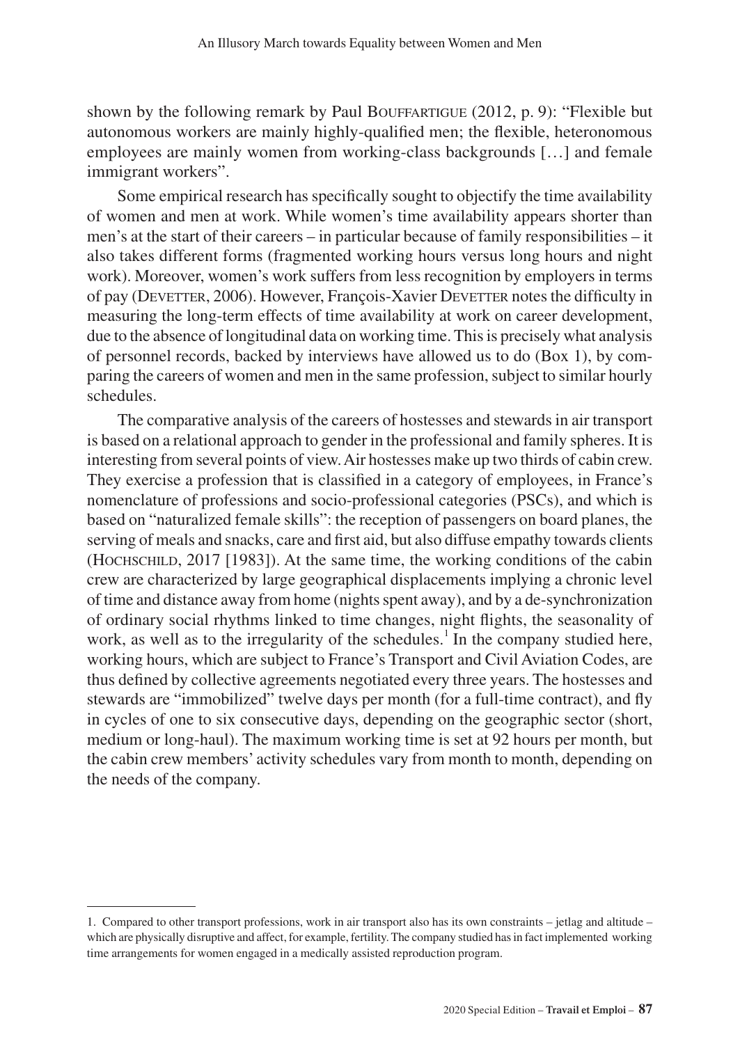shown by the following remark by Paul Bouffartigue (2012, p. 9): "Flexible but autonomous workers are mainly highly-qualified men; the flexible, heteronomous employees are mainly women from working-class backgrounds […] and female immigrant workers".

Some empirical research has specifically sought to objectify the time availability of women and men at work. While women's time availability appears shorter than men's at the start of their careers – in particular because of family responsibilities – it also takes different forms (fragmented working hours versus long hours and night work). Moreover, women's work suffers from less recognition by employers in terms of pay (Devetter, 2006). However, François-Xavier Devetter notes the difficulty in measuring the long-term effects of time availability at work on career development, due to the absence of longitudinal data on working time. This is precisely what analysis of personnel records, backed by interviews have allowed us to do (Box 1), by comparing the careers of women and men in the same profession, subject to similar hourly schedules.

The comparative analysis of the careers of hostesses and stewards in air transport is based on a relational approach to gender in the professional and family spheres. It is interesting from several points of view. Air hostesses make up two thirds of cabin crew. They exercise a profession that is classified in a category of employees, in France's nomenclature of professions and socio-professional categories (PSCs), and which is based on "naturalized female skills": the reception of passengers on board planes, the serving of meals and snacks, care and first aid, but also diffuse empathy towards clients (Hochschild, 2017 [1983]). At the same time, the working conditions of the cabin crew are characterized by large geographical displacements implying a chronic level of time and distance away from home (nights spent away), and by a de-synchronization of ordinary social rhythms linked to time changes, night flights, the seasonality of work, as well as to the irregularity of the schedules.[1] In the company studied here, working hours, which are subject to France's Transport and Civil Aviation Codes, are thus defined by collective agreements negotiated every three years. The hostesses and stewards are "immobilized" twelve days per month (for a full-time contract), and fly in cycles of one to six consecutive days, depending on the geographic sector (short, medium or long-haul). The maximum working time is set at 92 hours per month, but the cabin crew members' activity schedules vary from month to month, depending on the needs of the company.

1. Compared to other transport professions, work in air transport also has its own constraints – jetlag and altitude – which are physically disruptive and affect, for example, fertility. The company studied has in fact implemented working time arrangements for women engaged in a medically assisted reproduction program.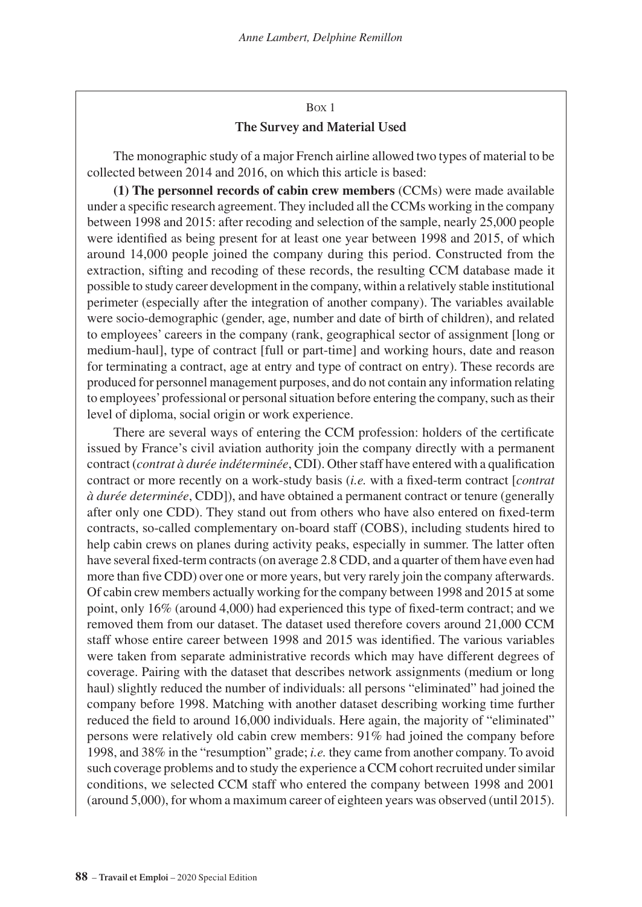Box 1

**The Survey and Material Used**

The monographic study of a major French airline allowed two types of material to be collected between 2014 and 2016, on which this article is based:

**(1) The personnel records of cabin crew members** (CCMs) were made available under a specific research agreement. They included all the CCMs working in the company between 1998 and 2015: after recoding and selection of the sample, nearly 25,000 people were identified as being present for at least one year between 1998 and 2015, of which around 14,000 people joined the company during this period. Constructed from the extraction, sifting and recoding of these records, the resulting CCM database made it possible to study career development in the company, within a relatively stable institutional perimeter (especially after the integration of another company). The variables available were socio-demographic (gender, age, number and date of birth of children), and related to employees' careers in the company (rank, geographical sector of assignment [long or medium-haul], type of contract [full or part-time] and working hours, date and reason for terminating a contract, age at entry and type of contract on entry). These records are produced for personnel management purposes, and do not contain any information relating to employees' professional or personal situation before entering the company, such as their level of diploma, social origin or work experience.

There are several ways of entering the CCM profession: holders of the certificate issued by France's civil aviation authority join the company directly with a permanent contract (*contrat à durée indéterminée*, CDI). Other staff have entered with a qualification contract or more recently on a work-study basis (*i.e.* with a fixed-term contract [*contrat à durée determinée*, CDD]), and have obtained a permanent contract or tenure (generally after only one CDD). They stand out from others who have also entered on fixed-term contracts, so-called complementary on-board staff (COBS), including students hired to help cabin crews on planes during activity peaks, especially in summer. The latter often have several fixed-term contracts (on average 2.8 CDD, and a quarter of them have even had more than five CDD) over one or more years, but very rarely join the company afterwards. Of cabin crew members actually working for the company between 1998 and 2015 at some point, only 16% (around 4,000) had experienced this type of fixed-term contract; and we removed them from our dataset. The dataset used therefore covers around 21,000 CCM staff whose entire career between 1998 and 2015 was identified. The various variables were taken from separate administrative records which may have different degrees of coverage. Pairing with the dataset that describes network assignments (medium or long haul) slightly reduced the number of individuals: all persons "eliminated" had joined the company before 1998. Matching with another dataset describing working time further reduced the field to around 16,000 individuals. Here again, the majority of "eliminated" persons were relatively old cabin crew members: 91% had joined the company before 1998, and 38% in the "resumption" grade; *i.e.* they came from another company. To avoid such coverage problems and to study the experience a CCM cohort recruited under similar conditions, we selected CCM staff who entered the company between 1998 and 2001 (around 5,000), for whom a maximum career of eighteen years was observed (until 2015).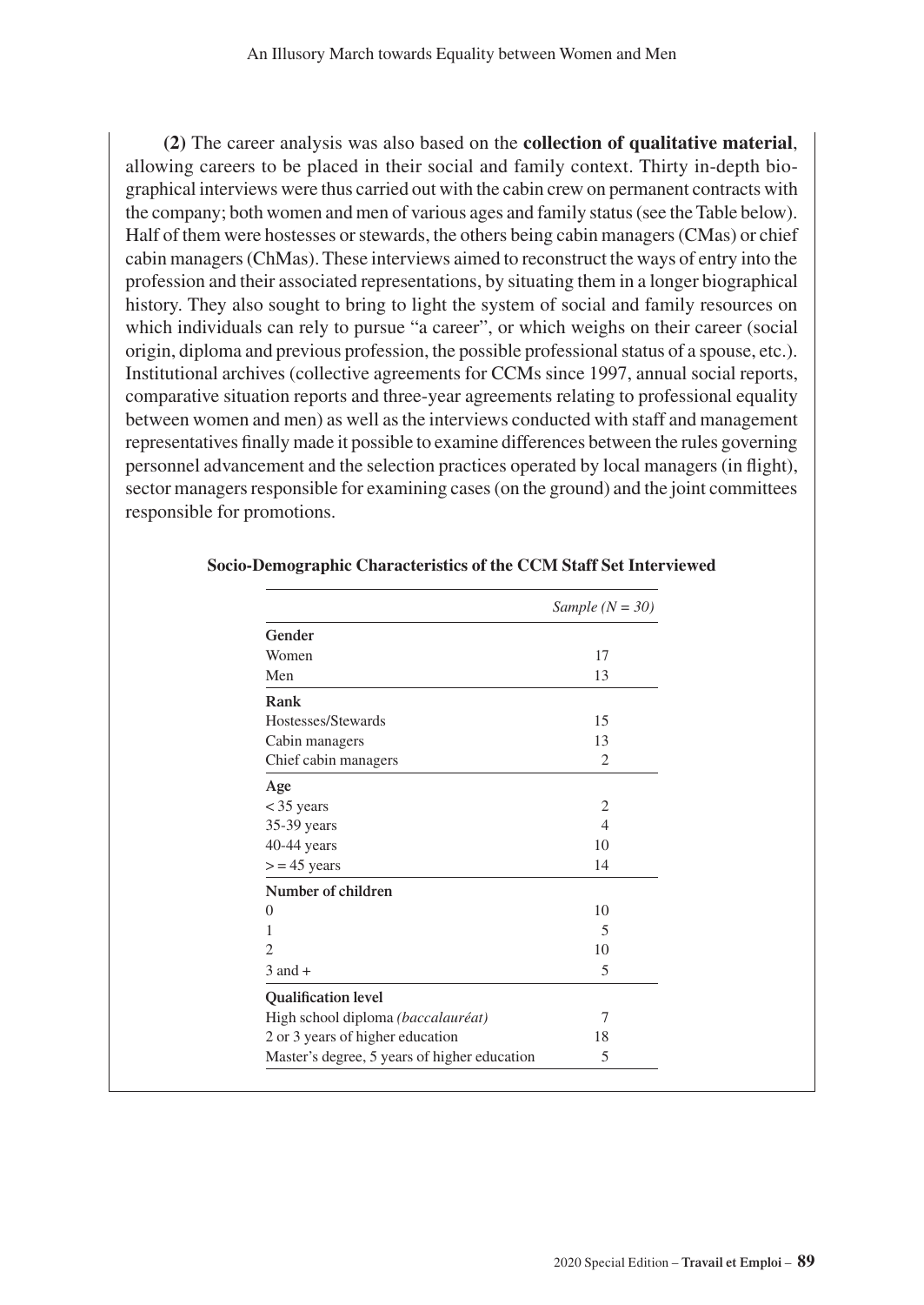**(2)** The career analysis was also based on the **collection of qualitative material**, allowing careers to be placed in their social and family context. Thirty in-depth biographical interviews were thus carried out with the cabin crew on permanent contracts with the company; both women and men of various ages and family status (see the Table below). Half of them were hostesses or stewards, the others being cabin managers (CMas) or chief cabin managers (ChMas). These interviews aimed to reconstruct the ways of entry into the profession and their associated representations, by situating them in a longer biographical history. They also sought to bring to light the system of social and family resources on which individuals can rely to pursue "a career", or which weighs on their career (social origin, diploma and previous profession, the possible professional status of a spouse, etc.). Institutional archives (collective agreements for CCMs since 1997, annual social reports, comparative situation reports and three-year agreements relating to professional equality between women and men) as well as the interviews conducted with staff and management representatives finally made it possible to examine differences between the rules governing personnel advancement and the selection practices operated by local managers (in flight), sector managers responsible for examining cases (on the ground) and the joint committees responsible for promotions.

**Socio-Demographic Characteristics of the CCM Staff Set Interviewed**

| | *Sample (N = 30)* |
|---|---|
| **Gender** | |
| Women | 17 |
| Men | 13 |
| **Rank** | |
| Hostesses/Stewards | 15 |
| Cabin managers | 13 |
| Chief cabin managers | 2 |
| **Age** | |
| < 35 years | 2 |
| 35-39 years | 4 |
| 40-44 years | 10 |
| > = 45 years | 14 |
| **Number of children** | |
| 0 | 10 |
| 1 | 5 |
| 2 | 10 |
| 3 and + | 5 |
| **Qualification level** | |
| High school diploma *(baccalauréat)* | 7 |
| 2 or 3 years of higher education | 18 |
| Master's degree, 5 years of higher education | 5 |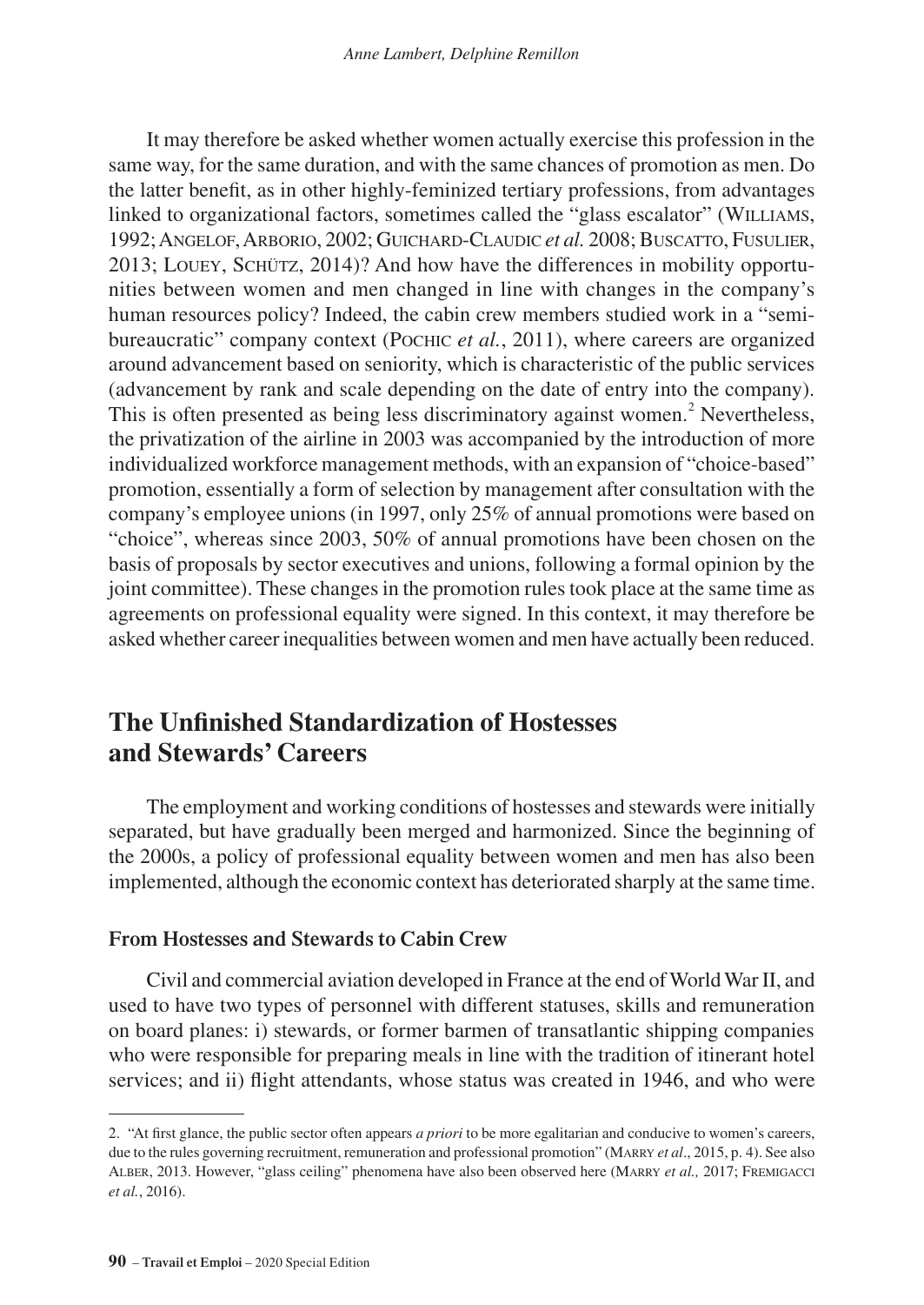It may therefore be asked whether women actually exercise this profession in the same way, for the same duration, and with the same chances of promotion as men. Do the latter benefit, as in other highly-feminized tertiary professions, from advantages linked to organizational factors, sometimes called the "glass escalator" (Williams, 1992; Angelof, Arborio, 2002; Guichard-Claudic *et al.* 2008; Buscatto, Fusulier, 2013; Louey, Schütz, 2014)? And how have the differences in mobility opportunities between women and men changed in line with changes in the company's human resources policy? Indeed, the cabin crew members studied work in a "semi-bureaucratic" company context (Pochic *et al.*, 2011), where careers are organized around advancement based on seniority, which is characteristic of the public services (advancement by rank and scale depending on the date of entry into the company). This is often presented as being less discriminatory against women.[2] Nevertheless, the privatization of the airline in 2003 was accompanied by the introduction of more individualized workforce management methods, with an expansion of "choice-based" promotion, essentially a form of selection by management after consultation with the company's employee unions (in 1997, only 25% of annual promotions were based on "choice", whereas since 2003, 50% of annual promotions have been chosen on the basis of proposals by sector executives and unions, following a formal opinion by the joint committee). These changes in the promotion rules took place at the same time as agreements on professional equality were signed. In this context, it may therefore be asked whether career inequalities between women and men have actually been reduced.

## The Unfinished Standardization of Hostesses and Stewards' Careers

The employment and working conditions of hostesses and stewards were initially separated, but have gradually been merged and harmonized. Since the beginning of the 2000s, a policy of professional equality between women and men has also been implemented, although the economic context has deteriorated sharply at the same time.

### From Hostesses and Stewards to Cabin Crew

Civil and commercial aviation developed in France at the end of World War II, and used to have two types of personnel with different statuses, skills and remuneration on board planes: i) stewards, or former barmen of transatlantic shipping companies who were responsible for preparing meals in line with the tradition of itinerant hotel services; and ii) flight attendants, whose status was created in 1946, and who were

---

2. "At first glance, the public sector often appears *a priori* to be more egalitarian and conducive to women's careers, due to the rules governing recruitment, remuneration and professional promotion" (Marry *et al.*, 2015, p. 4). See also Alber, 2013. However, "glass ceiling" phenomena have also been observed here (Marry *et al.,* 2017; Fremigacci *et al.*, 2016).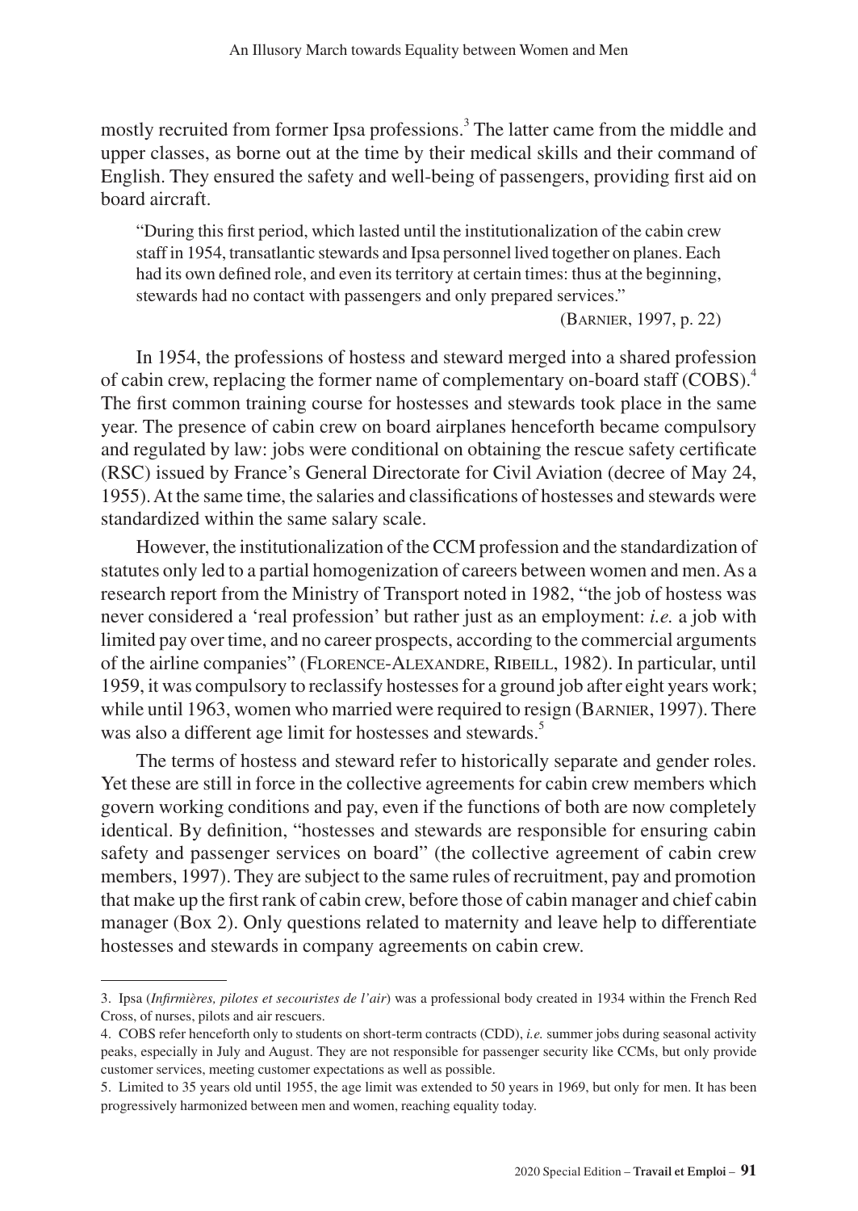mostly recruited from former Ipsa professions.[3] The latter came from the middle and upper classes, as borne out at the time by their medical skills and their command of English. They ensured the safety and well-being of passengers, providing first aid on board aircraft.

> "During this first period, which lasted until the institutionalization of the cabin crew staff in 1954, transatlantic stewards and Ipsa personnel lived together on planes. Each had its own defined role, and even its territory at certain times: thus at the beginning, stewards had no contact with passengers and only prepared services."
>
> (Barnier, 1997, p. 22)

In 1954, the professions of hostess and steward merged into a shared profession of cabin crew, replacing the former name of complementary on-board staff (COBS).[4] The first common training course for hostesses and stewards took place in the same year. The presence of cabin crew on board airplanes henceforth became compulsory and regulated by law: jobs were conditional on obtaining the rescue safety certificate (RSC) issued by France's General Directorate for Civil Aviation (decree of May 24, 1955). At the same time, the salaries and classifications of hostesses and stewards were standardized within the same salary scale.

However, the institutionalization of the CCM profession and the standardization of statutes only led to a partial homogenization of careers between women and men. As a research report from the Ministry of Transport noted in 1982, "the job of hostess was never considered a 'real profession' but rather just as an employment: *i.e.* a job with limited pay over time, and no career prospects, according to the commercial arguments of the airline companies" (Florence-Alexandre, Ribeill, 1982). In particular, until 1959, it was compulsory to reclassify hostesses for a ground job after eight years work; while until 1963, women who married were required to resign (Barnier, 1997). There was also a different age limit for hostesses and stewards.[5]

The terms of hostess and steward refer to historically separate and gender roles. Yet these are still in force in the collective agreements for cabin crew members which govern working conditions and pay, even if the functions of both are now completely identical. By definition, "hostesses and stewards are responsible for ensuring cabin safety and passenger services on board" (the collective agreement of cabin crew members, 1997). They are subject to the same rules of recruitment, pay and promotion that make up the first rank of cabin crew, before those of cabin manager and chief cabin manager (Box 2). Only questions related to maternity and leave help to differentiate hostesses and stewards in company agreements on cabin crew.

---

3. Ipsa (*Infirmières, pilotes et secouristes de l'air*) was a professional body created in 1934 within the French Red Cross, of nurses, pilots and air rescuers.

4. COBS refer henceforth only to students on short-term contracts (CDD), *i.e.* summer jobs during seasonal activity peaks, especially in July and August. They are not responsible for passenger security like CCMs, but only provide customer services, meeting customer expectations as well as possible.

5. Limited to 35 years old until 1955, the age limit was extended to 50 years in 1969, but only for men. It has been progressively harmonized between men and women, reaching equality today.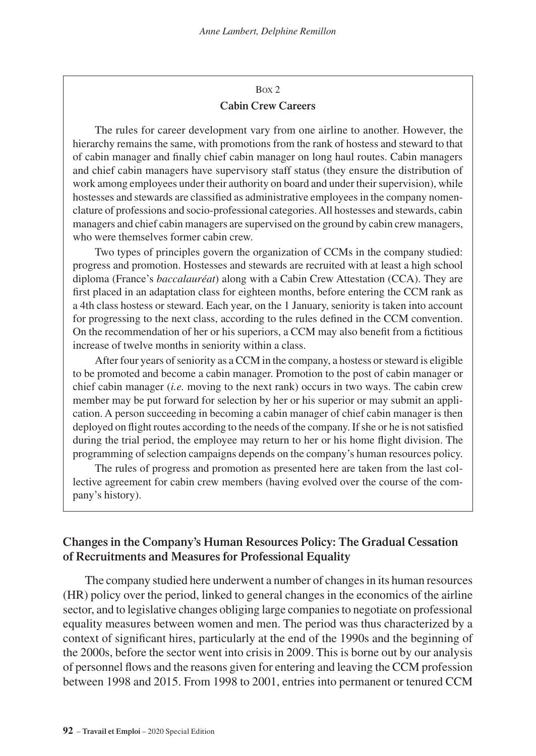Box 2

**Cabin Crew Careers**

The rules for career development vary from one airline to another. However, the hierarchy remains the same, with promotions from the rank of hostess and steward to that of cabin manager and finally chief cabin manager on long haul routes. Cabin managers and chief cabin managers have supervisory staff status (they ensure the distribution of work among employees under their authority on board and under their supervision), while hostesses and stewards are classified as administrative employees in the company nomenclature of professions and socio-professional categories. All hostesses and stewards, cabin managers and chief cabin managers are supervised on the ground by cabin crew managers, who were themselves former cabin crew.

Two types of principles govern the organization of CCMs in the company studied: progress and promotion. Hostesses and stewards are recruited with at least a high school diploma (France's *baccalauréat*) along with a Cabin Crew Attestation (CCA). They are first placed in an adaptation class for eighteen months, before entering the CCM rank as a 4th class hostess or steward. Each year, on the 1 January, seniority is taken into account for progressing to the next class, according to the rules defined in the CCM convention. On the recommendation of her or his superiors, a CCM may also benefit from a fictitious increase of twelve months in seniority within a class.

After four years of seniority as a CCM in the company, a hostess or steward is eligible to be promoted and become a cabin manager. Promotion to the post of cabin manager or chief cabin manager (*i.e.* moving to the next rank) occurs in two ways. The cabin crew member may be put forward for selection by her or his superior or may submit an application. A person succeeding in becoming a cabin manager of chief cabin manager is then deployed on flight routes according to the needs of the company. If she or he is not satisfied during the trial period, the employee may return to her or his home flight division. The programming of selection campaigns depends on the company's human resources policy.

The rules of progress and promotion as presented here are taken from the last collective agreement for cabin crew members (having evolved over the course of the company's history).

## Changes in the Company's Human Resources Policy: The Gradual Cessation of Recruitments and Measures for Professional Equality

The company studied here underwent a number of changes in its human resources (HR) policy over the period, linked to general changes in the economics of the airline sector, and to legislative changes obliging large companies to negotiate on professional equality measures between women and men. The period was thus characterized by a context of significant hires, particularly at the end of the 1990s and the beginning of the 2000s, before the sector went into crisis in 2009. This is borne out by our analysis of personnel flows and the reasons given for entering and leaving the CCM profession between 1998 and 2015. From 1998 to 2001, entries into permanent or tenured CCM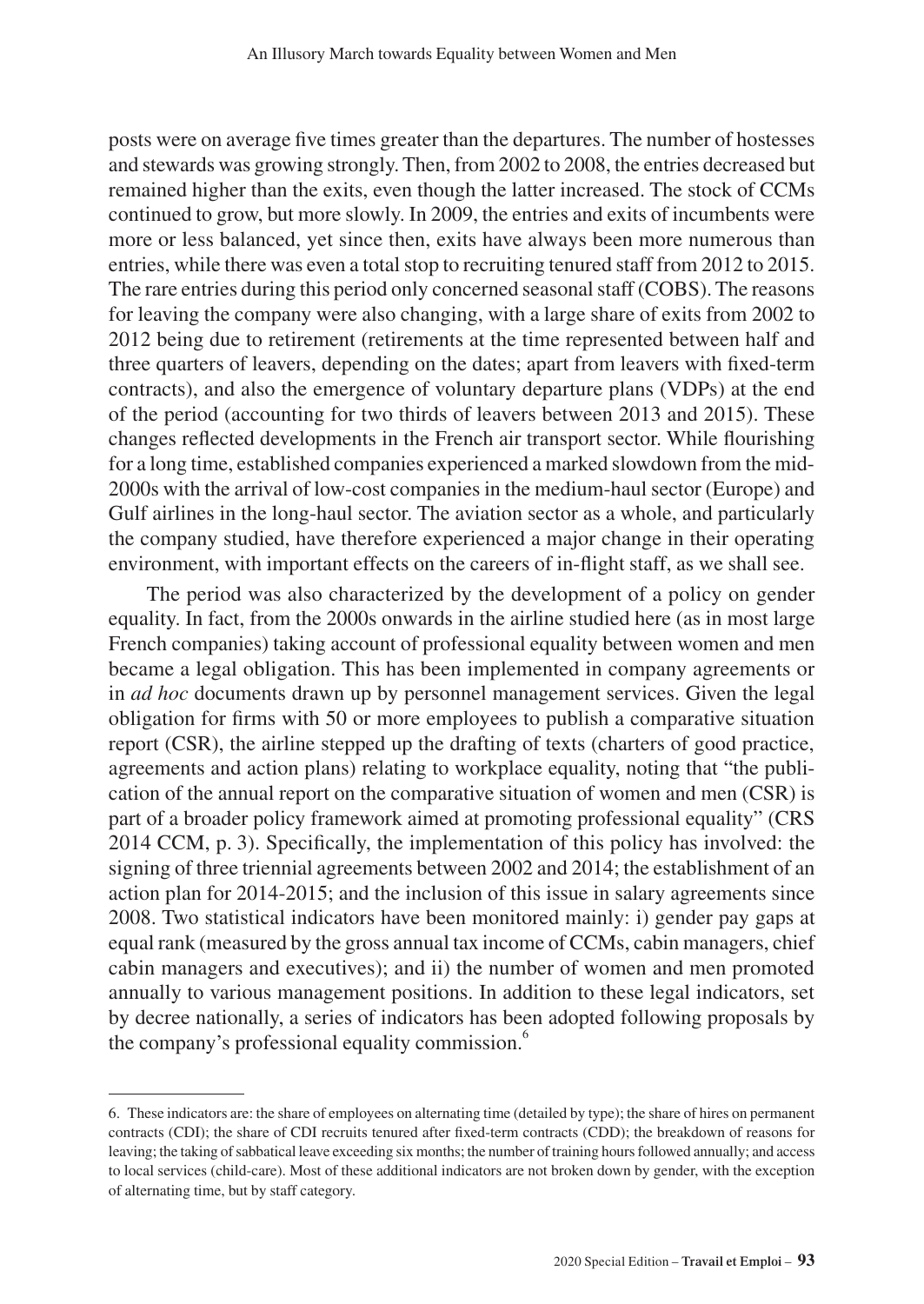posts were on average five times greater than the departures. The number of hostesses and stewards was growing strongly. Then, from 2002 to 2008, the entries decreased but remained higher than the exits, even though the latter increased. The stock of CCMs continued to grow, but more slowly. In 2009, the entries and exits of incumbents were more or less balanced, yet since then, exits have always been more numerous than entries, while there was even a total stop to recruiting tenured staff from 2012 to 2015. The rare entries during this period only concerned seasonal staff (COBS). The reasons for leaving the company were also changing, with a large share of exits from 2002 to 2012 being due to retirement (retirements at the time represented between half and three quarters of leavers, depending on the dates; apart from leavers with fixed-term contracts), and also the emergence of voluntary departure plans (VDPs) at the end of the period (accounting for two thirds of leavers between 2013 and 2015). These changes reflected developments in the French air transport sector. While flourishing for a long time, established companies experienced a marked slowdown from the mid-2000s with the arrival of low-cost companies in the medium-haul sector (Europe) and Gulf airlines in the long-haul sector. The aviation sector as a whole, and particularly the company studied, have therefore experienced a major change in their operating environment, with important effects on the careers of in-flight staff, as we shall see.

The period was also characterized by the development of a policy on gender equality. In fact, from the 2000s onwards in the airline studied here (as in most large French companies) taking account of professional equality between women and men became a legal obligation. This has been implemented in company agreements or in *ad hoc* documents drawn up by personnel management services. Given the legal obligation for firms with 50 or more employees to publish a comparative situation report (CSR), the airline stepped up the drafting of texts (charters of good practice, agreements and action plans) relating to workplace equality, noting that "the publication of the annual report on the comparative situation of women and men (CSR) is part of a broader policy framework aimed at promoting professional equality" (CRS 2014 CCM, p. 3). Specifically, the implementation of this policy has involved: the signing of three triennial agreements between 2002 and 2014; the establishment of an action plan for 2014-2015; and the inclusion of this issue in salary agreements since 2008. Two statistical indicators have been monitored mainly: i) gender pay gaps at equal rank (measured by the gross annual tax income of CCMs, cabin managers, chief cabin managers and executives); and ii) the number of women and men promoted annually to various management positions. In addition to these legal indicators, set by decree nationally, a series of indicators has been adopted following proposals by the company's professional equality commission.[6]

6. These indicators are: the share of employees on alternating time (detailed by type); the share of hires on permanent contracts (CDI); the share of CDI recruits tenured after fixed-term contracts (CDD); the breakdown of reasons for leaving; the taking of sabbatical leave exceeding six months; the number of training hours followed annually; and access to local services (child-care). Most of these additional indicators are not broken down by gender, with the exception of alternating time, but by staff category.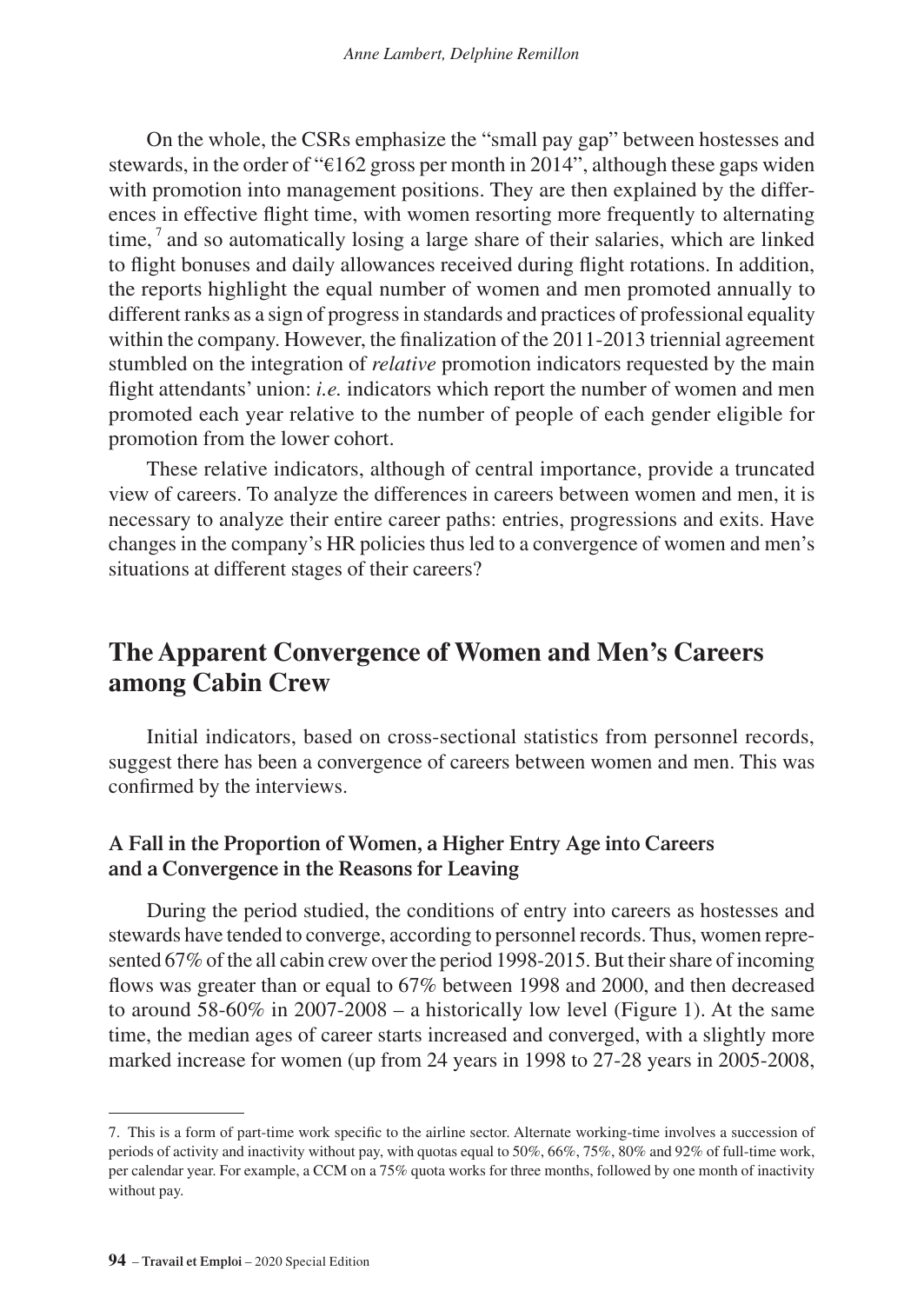On the whole, the CSRs emphasize the "small pay gap" between hostesses and stewards, in the order of "€162 gross per month in 2014", although these gaps widen with promotion into management positions. They are then explained by the differences in effective flight time, with women resorting more frequently to alternating time, [7] and so automatically losing a large share of their salaries, which are linked to flight bonuses and daily allowances received during flight rotations. In addition, the reports highlight the equal number of women and men promoted annually to different ranks as a sign of progress in standards and practices of professional equality within the company. However, the finalization of the 2011-2013 triennial agreement stumbled on the integration of *relative* promotion indicators requested by the main flight attendants' union: *i.e.* indicators which report the number of women and men promoted each year relative to the number of people of each gender eligible for promotion from the lower cohort.

These relative indicators, although of central importance, provide a truncated view of careers. To analyze the differences in careers between women and men, it is necessary to analyze their entire career paths: entries, progressions and exits. Have changes in the company's HR policies thus led to a convergence of women and men's situations at different stages of their careers?

## The Apparent Convergence of Women and Men's Careers among Cabin Crew

Initial indicators, based on cross-sectional statistics from personnel records, suggest there has been a convergence of careers between women and men. This was confirmed by the interviews.

### A Fall in the Proportion of Women, a Higher Entry Age into Careers and a Convergence in the Reasons for Leaving

During the period studied, the conditions of entry into careers as hostesses and stewards have tended to converge, according to personnel records. Thus, women represented 67% of the all cabin crew over the period 1998-2015. But their share of incoming flows was greater than or equal to 67% between 1998 and 2000, and then decreased to around 58-60% in 2007-2008 – a historically low level (Figure 1). At the same time, the median ages of career starts increased and converged, with a slightly more marked increase for women (up from 24 years in 1998 to 27-28 years in 2005-2008,

---

7. This is a form of part-time work specific to the airline sector. Alternate working-time involves a succession of periods of activity and inactivity without pay, with quotas equal to 50%, 66%, 75%, 80% and 92% of full-time work, per calendar year. For example, a CCM on a 75% quota works for three months, followed by one month of inactivity without pay.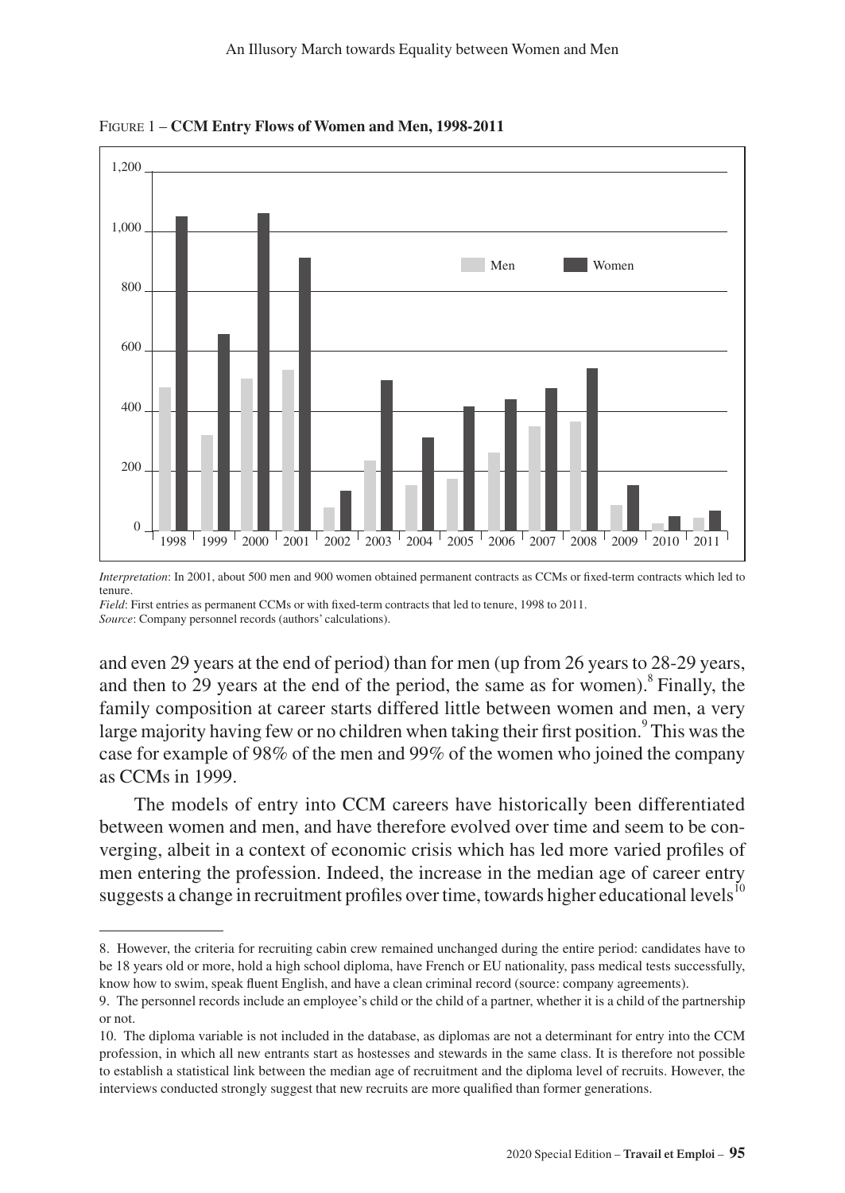FIGURE 1 – **CCM Entry Flows of Women and Men, 1998-2011**

*Interpretation*: In 2001, about 500 men and 900 women obtained permanent contracts as CCMs or fixed-term contracts which led to tenure.
*Field*: First entries as permanent CCMs or with fixed-term contracts that led to tenure, 1998 to 2011.
*Source*: Company personnel records (authors' calculations).

and even 29 years at the end of period) than for men (up from 26 years to 28-29 years, and then to 29 years at the end of the period, the same as for women).[8] Finally, the family composition at career starts differed little between women and men, a very large majority having few or no children when taking their first position.[9] This was the case for example of 98% of the men and 99% of the women who joined the company as CCMs in 1999.

The models of entry into CCM careers have historically been differentiated between women and men, and have therefore evolved over time and seem to be converging, albeit in a context of economic crisis which has led more varied profiles of men entering the profession. Indeed, the increase in the median age of career entry suggests a change in recruitment profiles over time, towards higher educational levels[10]

8. However, the criteria for recruiting cabin crew remained unchanged during the entire period: candidates have to be 18 years old or more, hold a high school diploma, have French or EU nationality, pass medical tests successfully, know how to swim, speak fluent English, and have a clean criminal record (source: company agreements).

9. The personnel records include an employee's child or the child of a partner, whether it is a child of the partnership or not.

10. The diploma variable is not included in the database, as diplomas are not a determinant for entry into the CCM profession, in which all new entrants start as hostesses and stewards in the same class. It is therefore not possible to establish a statistical link between the median age of recruitment and the diploma level of recruits. However, the interviews conducted strongly suggest that new recruits are more qualified than former generations.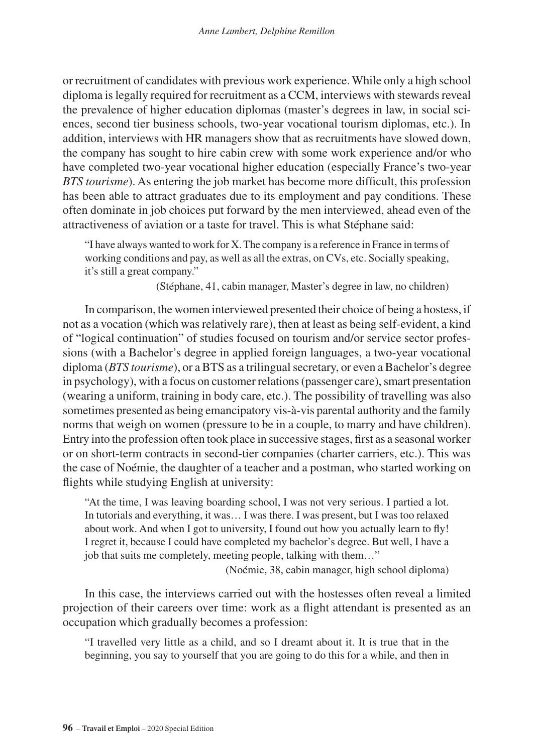or recruitment of candidates with previous work experience. While only a high school diploma is legally required for recruitment as a CCM, interviews with stewards reveal the prevalence of higher education diplomas (master's degrees in law, in social sciences, second tier business schools, two-year vocational tourism diplomas, etc.). In addition, interviews with HR managers show that as recruitments have slowed down, the company has sought to hire cabin crew with some work experience and/or who have completed two-year vocational higher education (especially France's two-year *BTS tourisme*). As entering the job market has become more difficult, this profession has been able to attract graduates due to its employment and pay conditions. These often dominate in job choices put forward by the men interviewed, ahead even of the attractiveness of aviation or a taste for travel. This is what Stéphane said:

> "I have always wanted to work for X. The company is a reference in France in terms of working conditions and pay, as well as all the extras, on CVs, etc. Socially speaking, it's still a great company."
>
> (Stéphane, 41, cabin manager, Master's degree in law, no children)

In comparison, the women interviewed presented their choice of being a hostess, if not as a vocation (which was relatively rare), then at least as being self-evident, a kind of "logical continuation" of studies focused on tourism and/or service sector professions (with a Bachelor's degree in applied foreign languages, a two-year vocational diploma (*BTS tourisme*), or a BTS as a trilingual secretary, or even a Bachelor's degree in psychology), with a focus on customer relations (passenger care), smart presentation (wearing a uniform, training in body care, etc.). The possibility of travelling was also sometimes presented as being emancipatory vis-à-vis parental authority and the family norms that weigh on women (pressure to be in a couple, to marry and have children). Entry into the profession often took place in successive stages, first as a seasonal worker or on short-term contracts in second-tier companies (charter carriers, etc.). This was the case of Noémie, the daughter of a teacher and a postman, who started working on flights while studying English at university:

> "At the time, I was leaving boarding school, I was not very serious. I partied a lot. In tutorials and everything, it was… I was there. I was present, but I was too relaxed about work. And when I got to university, I found out how you actually learn to fly! I regret it, because I could have completed my bachelor's degree. But well, I have a job that suits me completely, meeting people, talking with them…"
>
> (Noémie, 38, cabin manager, high school diploma)

In this case, the interviews carried out with the hostesses often reveal a limited projection of their careers over time: work as a flight attendant is presented as an occupation which gradually becomes a profession:

> "I travelled very little as a child, and so I dreamt about it. It is true that in the beginning, you say to yourself that you are going to do this for a while, and then in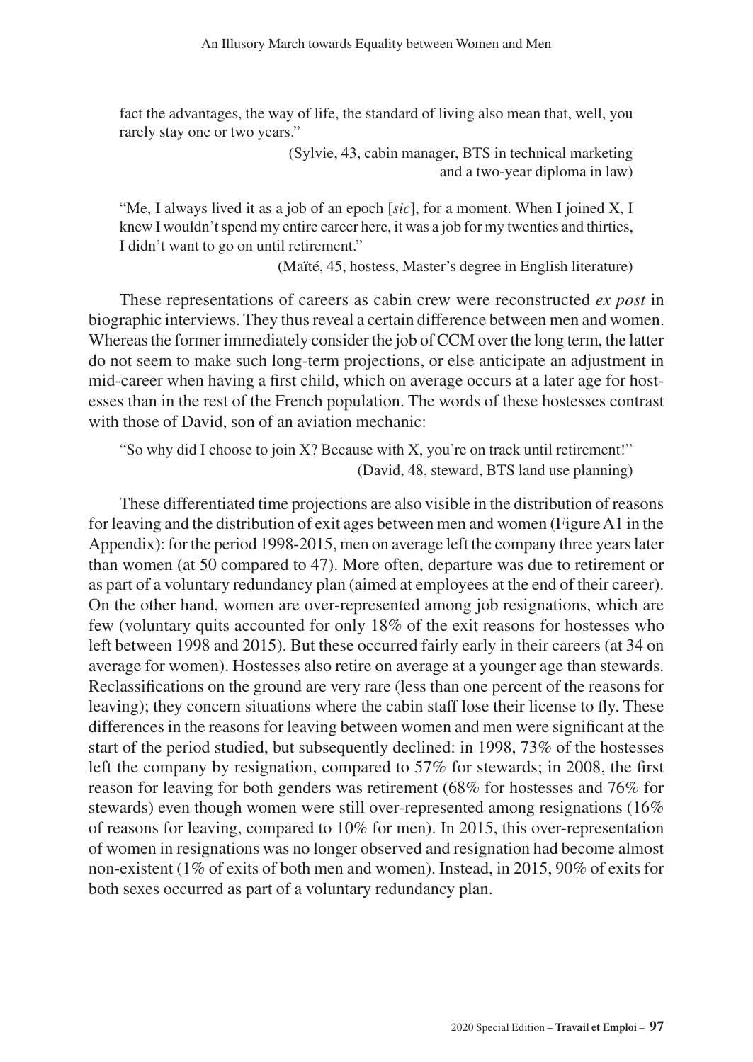fact the advantages, the way of life, the standard of living also mean that, well, you rarely stay one or two years."

(Sylvie, 43, cabin manager, BTS in technical marketing and a two-year diploma in law)

"Me, I always lived it as a job of an epoch [*sic*], for a moment. When I joined X, I knew I wouldn't spend my entire career here, it was a job for my twenties and thirties, I didn't want to go on until retirement."

(Maïté, 45, hostess, Master's degree in English literature)

These representations of careers as cabin crew were reconstructed *ex post* in biographic interviews. They thus reveal a certain difference between men and women. Whereas the former immediately consider the job of CCM over the long term, the latter do not seem to make such long-term projections, or else anticipate an adjustment in mid-career when having a first child, which on average occurs at a later age for hostesses than in the rest of the French population. The words of these hostesses contrast with those of David, son of an aviation mechanic:

"So why did I choose to join X? Because with X, you're on track until retirement!"

(David, 48, steward, BTS land use planning)

These differentiated time projections are also visible in the distribution of reasons for leaving and the distribution of exit ages between men and women (Figure A1 in the Appendix): for the period 1998-2015, men on average left the company three years later than women (at 50 compared to 47). More often, departure was due to retirement or as part of a voluntary redundancy plan (aimed at employees at the end of their career). On the other hand, women are over-represented among job resignations, which are few (voluntary quits accounted for only 18% of the exit reasons for hostesses who left between 1998 and 2015). But these occurred fairly early in their careers (at 34 on average for women). Hostesses also retire on average at a younger age than stewards. Reclassifications on the ground are very rare (less than one percent of the reasons for leaving); they concern situations where the cabin staff lose their license to fly. These differences in the reasons for leaving between women and men were significant at the start of the period studied, but subsequently declined: in 1998, 73% of the hostesses left the company by resignation, compared to 57% for stewards; in 2008, the first reason for leaving for both genders was retirement (68% for hostesses and 76% for stewards) even though women were still over-represented among resignations (16% of reasons for leaving, compared to 10% for men). In 2015, this over-representation of women in resignations was no longer observed and resignation had become almost non-existent (1% of exits of both men and women). Instead, in 2015, 90% of exits for both sexes occurred as part of a voluntary redundancy plan.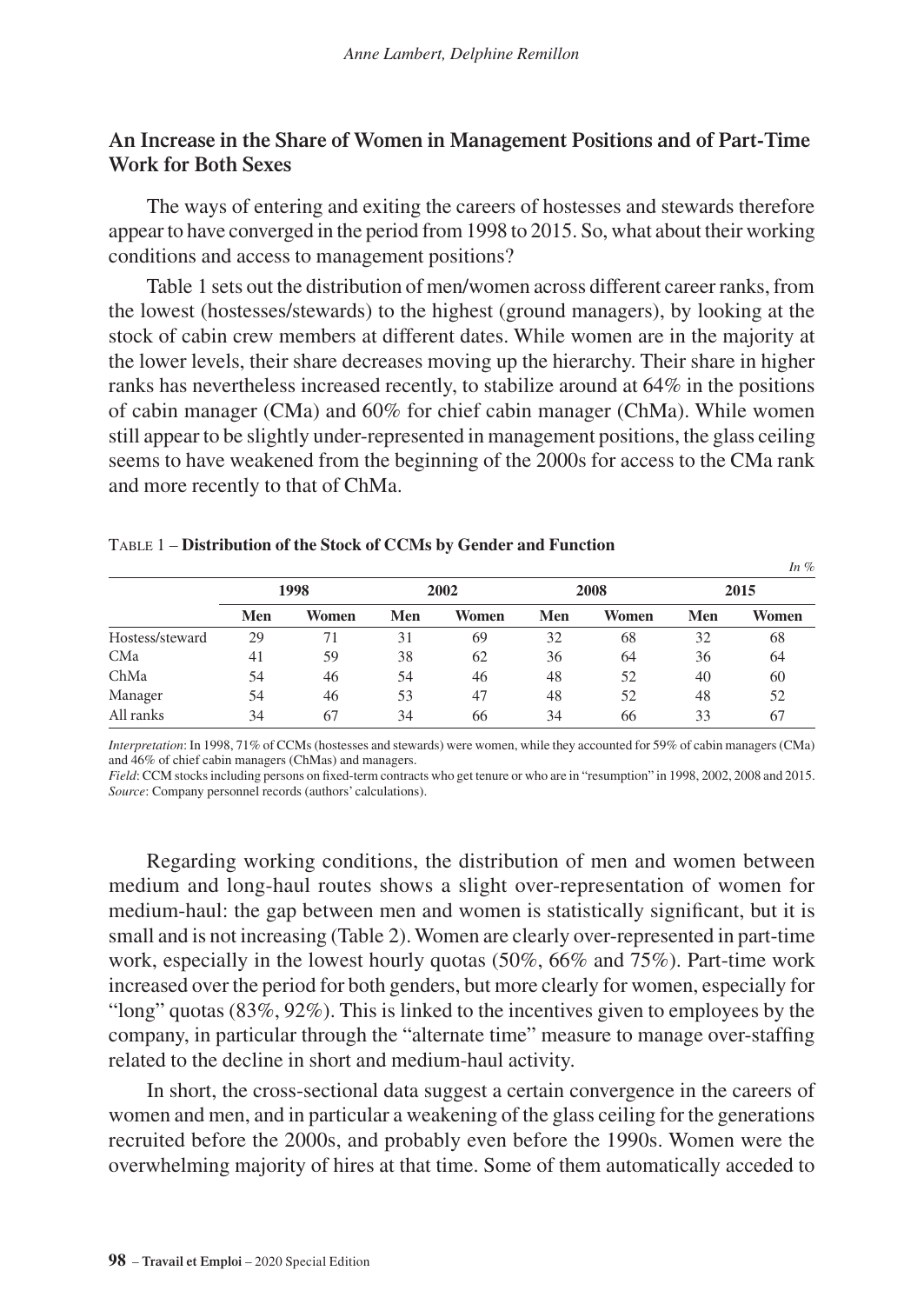## An Increase in the Share of Women in Management Positions and of Part-Time Work for Both Sexes

The ways of entering and exiting the careers of hostesses and stewards therefore appear to have converged in the period from 1998 to 2015. So, what about their working conditions and access to management positions?

Table 1 sets out the distribution of men/women across different career ranks, from the lowest (hostesses/stewards) to the highest (ground managers), by looking at the stock of cabin crew members at different dates. While women are in the majority at the lower levels, their share decreases moving up the hierarchy. Their share in higher ranks has nevertheless increased recently, to stabilize around at 64% in the positions of cabin manager (CMa) and 60% for chief cabin manager (ChMa). While women still appear to be slightly under-represented in management positions, the glass ceiling seems to have weakened from the beginning of the 2000s for access to the CMa rank and more recently to that of ChMa.

Table 1 – **Distribution of the Stock of CCMs by Gender and Function**

*In %*

| | 1998 | | 2002 | | 2008 | | 2015 | |
|---|---|---|---|---|---|---|---|---|
| | **Men** | **Women** | **Men** | **Women** | **Men** | **Women** | **Men** | **Women** |
| Hostess/steward | 29 | 71 | 31 | 69 | 32 | 68 | 32 | 68 |
| CMa | 41 | 59 | 38 | 62 | 36 | 64 | 36 | 64 |
| ChMa | 54 | 46 | 54 | 46 | 48 | 52 | 40 | 60 |
| Manager | 54 | 46 | 53 | 47 | 48 | 52 | 48 | 52 |
| All ranks | 34 | 67 | 34 | 66 | 34 | 66 | 33 | 67 |

*Interpretation*: In 1998, 71% of CCMs (hostesses and stewards) were women, while they accounted for 59% of cabin managers (CMa) and 46% of chief cabin managers (ChMas) and managers.
*Field*: CCM stocks including persons on fixed-term contracts who get tenure or who are in "resumption" in 1998, 2002, 2008 and 2015.
*Source*: Company personnel records (authors' calculations).

Regarding working conditions, the distribution of men and women between medium and long-haul routes shows a slight over-representation of women for medium-haul: the gap between men and women is statistically significant, but it is small and is not increasing (Table 2). Women are clearly over-represented in part-time work, especially in the lowest hourly quotas (50%, 66% and 75%). Part-time work increased over the period for both genders, but more clearly for women, especially for "long" quotas (83%, 92%). This is linked to the incentives given to employees by the company, in particular through the "alternate time" measure to manage over-staffing related to the decline in short and medium-haul activity.

In short, the cross-sectional data suggest a certain convergence in the careers of women and men, and in particular a weakening of the glass ceiling for the generations recruited before the 2000s, and probably even before the 1990s. Women were the overwhelming majority of hires at that time. Some of them automatically acceded to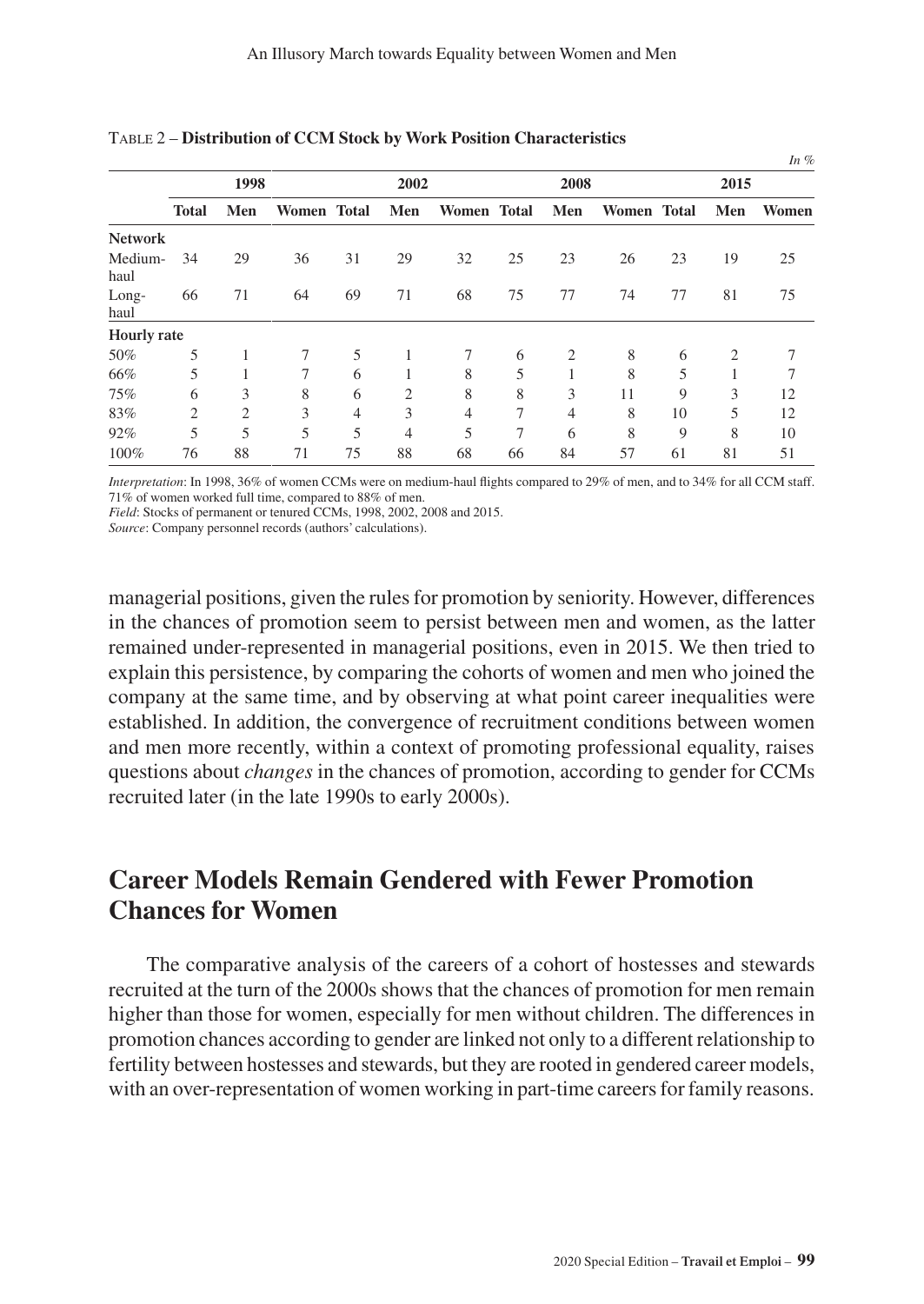TABLE 2 – **Distribution of CCM Stock by Work Position Characteristics**

*In %*

| | 1998 | | | 2002 | | | 2008 | | | 2015 | | |
|---|---|---|---|---|---|---|---|---|---|---|---|---|
| | **Total** | **Men** | **Women** | **Total** | **Men** | **Women** | **Total** | **Men** | **Women** | **Total** | **Men** | **Women** |
| **Network** | | | | | | | | | | | | |
| Medium-haul | 34 | 29 | 36 | 31 | 29 | 32 | 25 | 23 | 26 | 23 | 19 | 25 |
| Long-haul | 66 | 71 | 64 | 69 | 71 | 68 | 75 | 77 | 74 | 77 | 81 | 75 |
| **Hourly rate** | | | | | | | | | | | | |
| 50% | 5 | 1 | 7 | 5 | 1 | 7 | 6 | 2 | 8 | 6 | 2 | 7 |
| 66% | 5 | 1 | 7 | 6 | 1 | 8 | 5 | 1 | 8 | 5 | 1 | 7 |
| 75% | 6 | 3 | 8 | 6 | 2 | 8 | 8 | 3 | 11 | 9 | 3 | 12 |
| 83% | 2 | 2 | 3 | 4 | 3 | 4 | 7 | 4 | 8 | 10 | 5 | 12 |
| 92% | 5 | 5 | 5 | 5 | 4 | 5 | 7 | 6 | 8 | 9 | 8 | 10 |
| 100% | 76 | 88 | 71 | 75 | 88 | 68 | 66 | 84 | 57 | 61 | 81 | 51 |

*Interpretation*: In 1998, 36% of women CCMs were on medium-haul flights compared to 29% of men, and to 34% for all CCM staff. 71% of women worked full time, compared to 88% of men.
*Field*: Stocks of permanent or tenured CCMs, 1998, 2002, 2008 and 2015.
*Source*: Company personnel records (authors' calculations).

managerial positions, given the rules for promotion by seniority. However, differences in the chances of promotion seem to persist between men and women, as the latter remained under-represented in managerial positions, even in 2015. We then tried to explain this persistence, by comparing the cohorts of women and men who joined the company at the same time, and by observing at what point career inequalities were established. In addition, the convergence of recruitment conditions between women and men more recently, within a context of promoting professional equality, raises questions about *changes* in the chances of promotion, according to gender for CCMs recruited later (in the late 1990s to early 2000s).

## Career Models Remain Gendered with Fewer Promotion Chances for Women

The comparative analysis of the careers of a cohort of hostesses and stewards recruited at the turn of the 2000s shows that the chances of promotion for men remain higher than those for women, especially for men without children. The differences in promotion chances according to gender are linked not only to a different relationship to fertility between hostesses and stewards, but they are rooted in gendered career models, with an over-representation of women working in part-time careers for family reasons.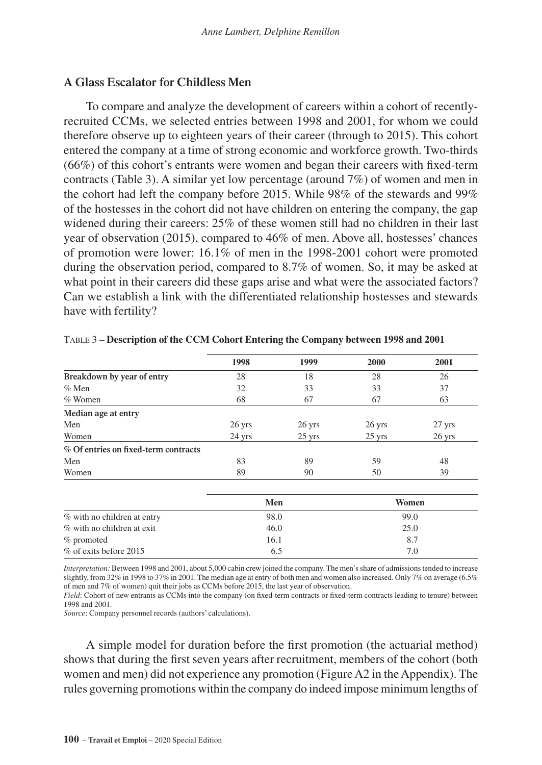## A Glass Escalator for Childless Men

To compare and analyze the development of careers within a cohort of recently-recruited CCMs, we selected entries between 1998 and 2001, for whom we could therefore observe up to eighteen years of their career (through to 2015). This cohort entered the company at a time of strong economic and workforce growth. Two-thirds (66%) of this cohort's entrants were women and began their careers with fixed-term contracts (Table 3). A similar yet low percentage (around 7%) of women and men in the cohort had left the company before 2015. While 98% of the stewards and 99% of the hostesses in the cohort did not have children on entering the company, the gap widened during their careers: 25% of these women still had no children in their last year of observation (2015), compared to 46% of men. Above all, hostesses' chances of promotion were lower: 16.1% of men in the 1998-2001 cohort were promoted during the observation period, compared to 8.7% of women. So, it may be asked at what point in their careers did these gaps arise and what were the associated factors? Can we establish a link with the differentiated relationship hostesses and stewards have with fertility?

Table 3 – **Description of the CCM Cohort Entering the Company between 1998 and 2001**

| | 1998 | 1999 | 2000 | 2001 |
|---|---|---|---|---|
| **Breakdown by year of entry** | 28 | 18 | 28 | 26 |
| % Men | 32 | 33 | 33 | 37 |
| % Women | 68 | 67 | 67 | 63 |
| **Median age at entry** | | | | |
| Men | 26 yrs | 26 yrs | 26 yrs | 27 yrs |
| Women | 24 yrs | 25 yrs | 25 yrs | 26 yrs |
| **% Of entries on fixed-term contracts** | | | | |
| Men | 83 | 89 | 59 | 48 |
| Women | 89 | 90 | 50 | 39 |

| | Men | Women |
|---|---|---|
| % with no children at entry | 98.0 | 99.0 |
| % with no children at exit | 46.0 | 25.0 |
| % promoted | 16.1 | 8.7 |
| % of exits before 2015 | 6.5 | 7.0 |

*Interpretation:* Between 1998 and 2001, about 5,000 cabin crew joined the company. The men's share of admissions tended to increase slightly, from 32% in 1998 to 37% in 2001. The median age at entry of both men and women also increased. Only 7% on average (6.5% of men and 7% of women) quit their jobs as CCMs before 2015, the last year of observation.

*Field*: Cohort of new entrants as CCMs into the company (on fixed-term contracts or fixed-term contracts leading to tenure) between 1998 and 2001.

*Source*: Company personnel records (authors' calculations).

A simple model for duration before the first promotion (the actuarial method) shows that during the first seven years after recruitment, members of the cohort (both women and men) did not experience any promotion (Figure A2 in the Appendix). The rules governing promotions within the company do indeed impose minimum lengths of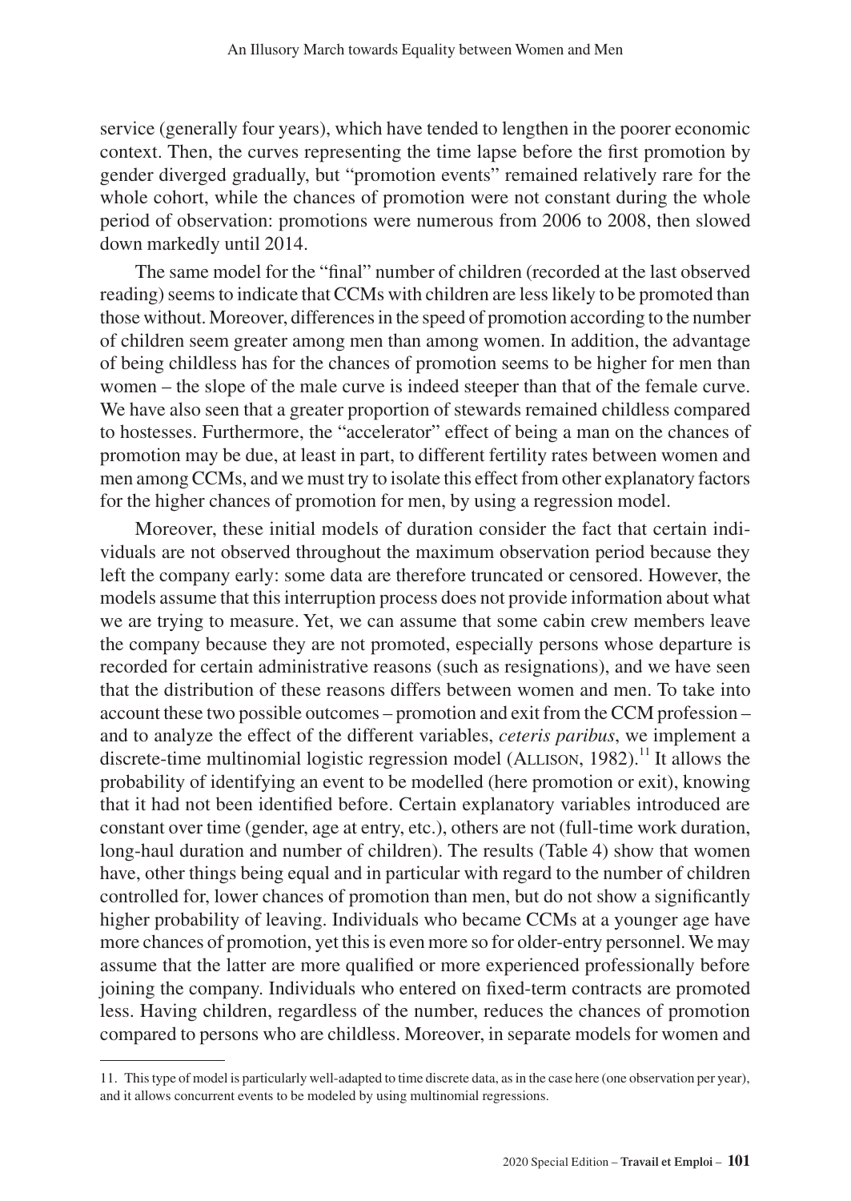service (generally four years), which have tended to lengthen in the poorer economic context. Then, the curves representing the time lapse before the first promotion by gender diverged gradually, but "promotion events" remained relatively rare for the whole cohort, while the chances of promotion were not constant during the whole period of observation: promotions were numerous from 2006 to 2008, then slowed down markedly until 2014.

The same model for the "final" number of children (recorded at the last observed reading) seems to indicate that CCMs with children are less likely to be promoted than those without. Moreover, differences in the speed of promotion according to the number of children seem greater among men than among women. In addition, the advantage of being childless has for the chances of promotion seems to be higher for men than women – the slope of the male curve is indeed steeper than that of the female curve. We have also seen that a greater proportion of stewards remained childless compared to hostesses. Furthermore, the "accelerator" effect of being a man on the chances of promotion may be due, at least in part, to different fertility rates between women and men among CCMs, and we must try to isolate this effect from other explanatory factors for the higher chances of promotion for men, by using a regression model.

Moreover, these initial models of duration consider the fact that certain individuals are not observed throughout the maximum observation period because they left the company early: some data are therefore truncated or censored. However, the models assume that this interruption process does not provide information about what we are trying to measure. Yet, we can assume that some cabin crew members leave the company because they are not promoted, especially persons whose departure is recorded for certain administrative reasons (such as resignations), and we have seen that the distribution of these reasons differs between women and men. To take into account these two possible outcomes – promotion and exit from the CCM profession – and to analyze the effect of the different variables, *ceteris paribus*, we implement a discrete-time multinomial logistic regression model (Allison, 1982).[11] It allows the probability of identifying an event to be modelled (here promotion or exit), knowing that it had not been identified before. Certain explanatory variables introduced are constant over time (gender, age at entry, etc.), others are not (full-time work duration, long-haul duration and number of children). The results (Table 4) show that women have, other things being equal and in particular with regard to the number of children controlled for, lower chances of promotion than men, but do not show a significantly higher probability of leaving. Individuals who became CCMs at a younger age have more chances of promotion, yet this is even more so for older-entry personnel. We may assume that the latter are more qualified or more experienced professionally before joining the company. Individuals who entered on fixed-term contracts are promoted less. Having children, regardless of the number, reduces the chances of promotion compared to persons who are childless. Moreover, in separate models for women and

11. This type of model is particularly well-adapted to time discrete data, as in the case here (one observation per year), and it allows concurrent events to be modeled by using multinomial regressions.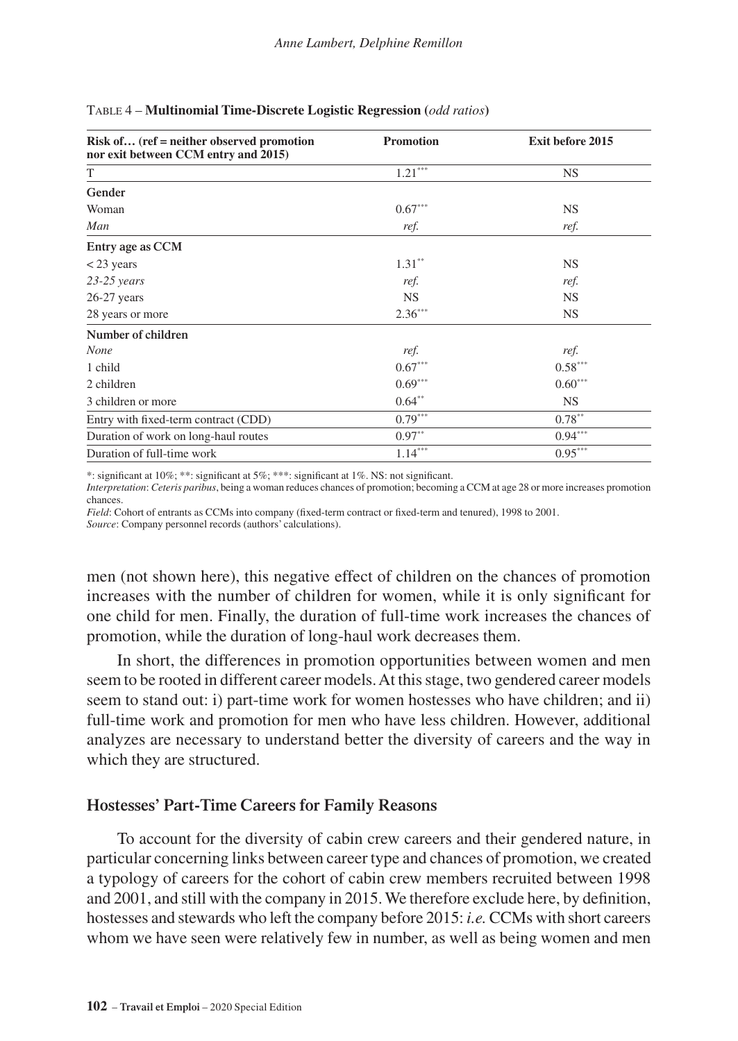Table 4 – **Multinomial Time-Discrete Logistic Regression (*odd ratios*)**

| Risk of… (ref = neither observed promotion nor exit between CCM entry and 2015) | Promotion | Exit before 2015 |
|---|---|---|
| T | 1.21*** | NS |
| **Gender** | | |
| Woman | 0.67*** | NS |
| *Man* | *ref.* | *ref.* |
| **Entry age as CCM** | | |
| < 23 years | 1.31** | NS |
| *23-25 years* | *ref.* | *ref.* |
| 26-27 years | NS | NS |
| 28 years or more | 2.36*** | NS |
| **Number of children** | | |
| *None* | *ref.* | *ref.* |
| 1 child | 0.67*** | 0.58*** |
| 2 children | 0.69*** | 0.60*** |
| 3 children or more | 0.64** | NS |
| Entry with fixed-term contract (CDD) | 0.79*** | 0.78** |
| Duration of work on long-haul routes | 0.97** | 0.94*** |
| Duration of full-time work | 1.14*** | 0.95*** |

*: significant at 10%; **: significant at 5%; ***: significant at 1%. NS: not significant.

*Interpretation*: *Ceteris paribus*, being a woman reduces chances of promotion; becoming a CCM at age 28 or more increases promotion chances.

*Field*: Cohort of entrants as CCMs into company (fixed-term contract or fixed-term and tenured), 1998 to 2001.

*Source*: Company personnel records (authors' calculations).

men (not shown here), this negative effect of children on the chances of promotion increases with the number of children for women, while it is only significant for one child for men. Finally, the duration of full-time work increases the chances of promotion, while the duration of long-haul work decreases them.

In short, the differences in promotion opportunities between women and men seem to be rooted in different career models. At this stage, two gendered career models seem to stand out: i) part-time work for women hostesses who have children; and ii) full-time work and promotion for men who have less children. However, additional analyzes are necessary to understand better the diversity of careers and the way in which they are structured.

### Hostesses' Part-Time Careers for Family Reasons

To account for the diversity of cabin crew careers and their gendered nature, in particular concerning links between career type and chances of promotion, we created a typology of careers for the cohort of cabin crew members recruited between 1998 and 2001, and still with the company in 2015. We therefore exclude here, by definition, hostesses and stewards who left the company before 2015: *i.e.* CCMs with short careers whom we have seen were relatively few in number, as well as being women and men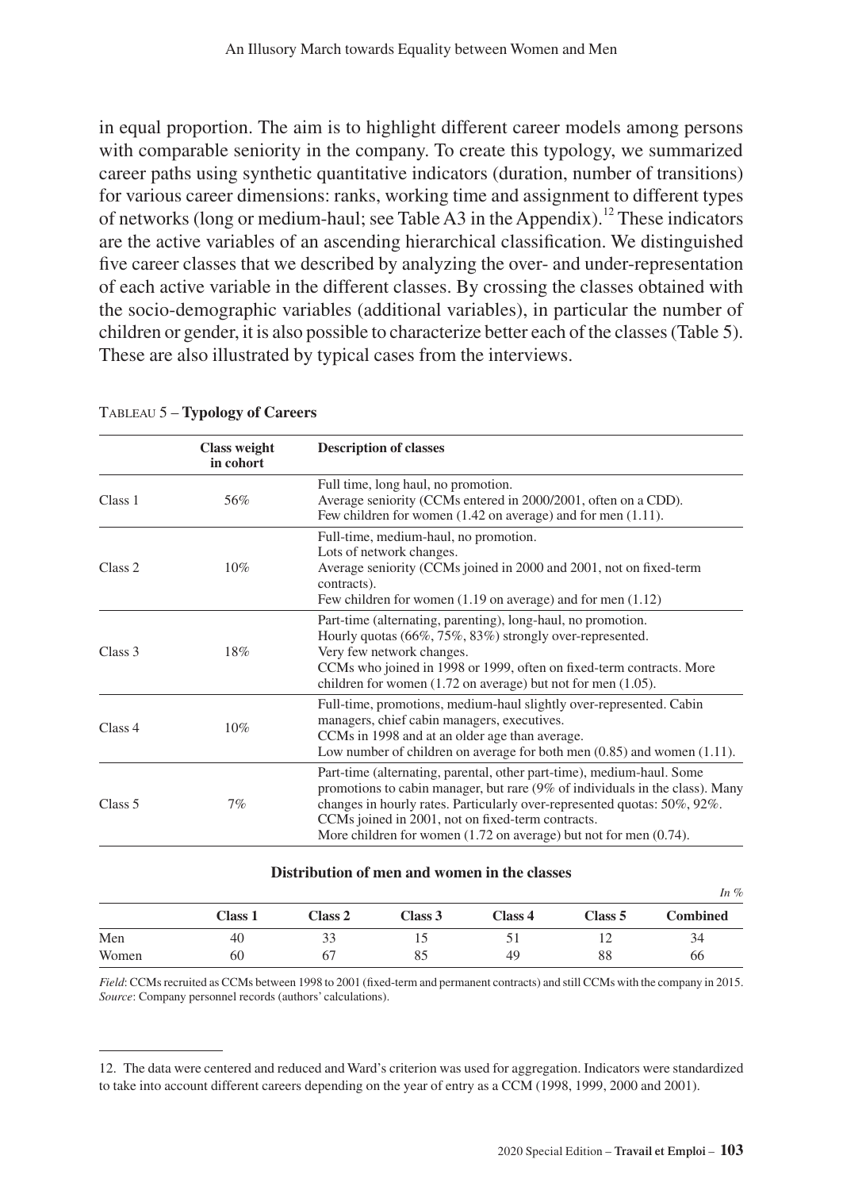in equal proportion. The aim is to highlight different career models among persons with comparable seniority in the company. To create this typology, we summarized career paths using synthetic quantitative indicators (duration, number of transitions) for various career dimensions: ranks, working time and assignment to different types of networks (long or medium-haul; see Table A3 in the Appendix).[12] These indicators are the active variables of an ascending hierarchical classification. We distinguished five career classes that we described by analyzing the over- and under-representation of each active variable in the different classes. By crossing the classes obtained with the socio-demographic variables (additional variables), in particular the number of children or gender, it is also possible to characterize better each of the classes (Table 5). These are also illustrated by typical cases from the interviews.

TABLEAU 5 – **Typology of Careers**

| | Class weight in cohort | Description of classes |
|---|---|---|
| Class 1 | 56% | Full time, long haul, no promotion.<br>Average seniority (CCMs entered in 2000/2001, often on a CDD).<br>Few children for women (1.42 on average) and for men (1.11). |
| Class 2 | 10% | Full-time, medium-haul, no promotion.<br>Lots of network changes.<br>Average seniority (CCMs joined in 2000 and 2001, not on fixed-term contracts).<br>Few children for women (1.19 on average) and for men (1.12) |
| Class 3 | 18% | Part-time (alternating, parenting), long-haul, no promotion.<br>Hourly quotas (66%, 75%, 83%) strongly over-represented.<br>Very few network changes.<br>CCMs who joined in 1998 or 1999, often on fixed-term contracts. More children for women (1.72 on average) but not for men (1.05). |
| Class 4 | 10% | Full-time, promotions, medium-haul slightly over-represented. Cabin managers, chief cabin managers, executives.<br>CCMs in 1998 and at an older age than average.<br>Low number of children on average for both men (0.85) and women (1.11). |
| Class 5 | 7% | Part-time (alternating, parental, other part-time), medium-haul. Some promotions to cabin manager, but rare (9% of individuals in the class). Many changes in hourly rates. Particularly over-represented quotas: 50%, 92%.<br>CCMs joined in 2001, not on fixed-term contracts.<br>More children for women (1.72 on average) but not for men (0.74). |

**Distribution of men and women in the classes**

*In %*

| | Class 1 | Class 2 | Class 3 | Class 4 | Class 5 | Combined |
|---|---|---|---|---|---|---|
| Men | 40 | 33 | 15 | 51 | 12 | 34 |
| Women | 60 | 67 | 85 | 49 | 88 | 66 |

*Field*: CCMs recruited as CCMs between 1998 to 2001 (fixed-term and permanent contracts) and still CCMs with the company in 2015.
*Source*: Company personnel records (authors' calculations).

12. The data were centered and reduced and Ward's criterion was used for aggregation. Indicators were standardized to take into account different careers depending on the year of entry as a CCM (1998, 1999, 2000 and 2001).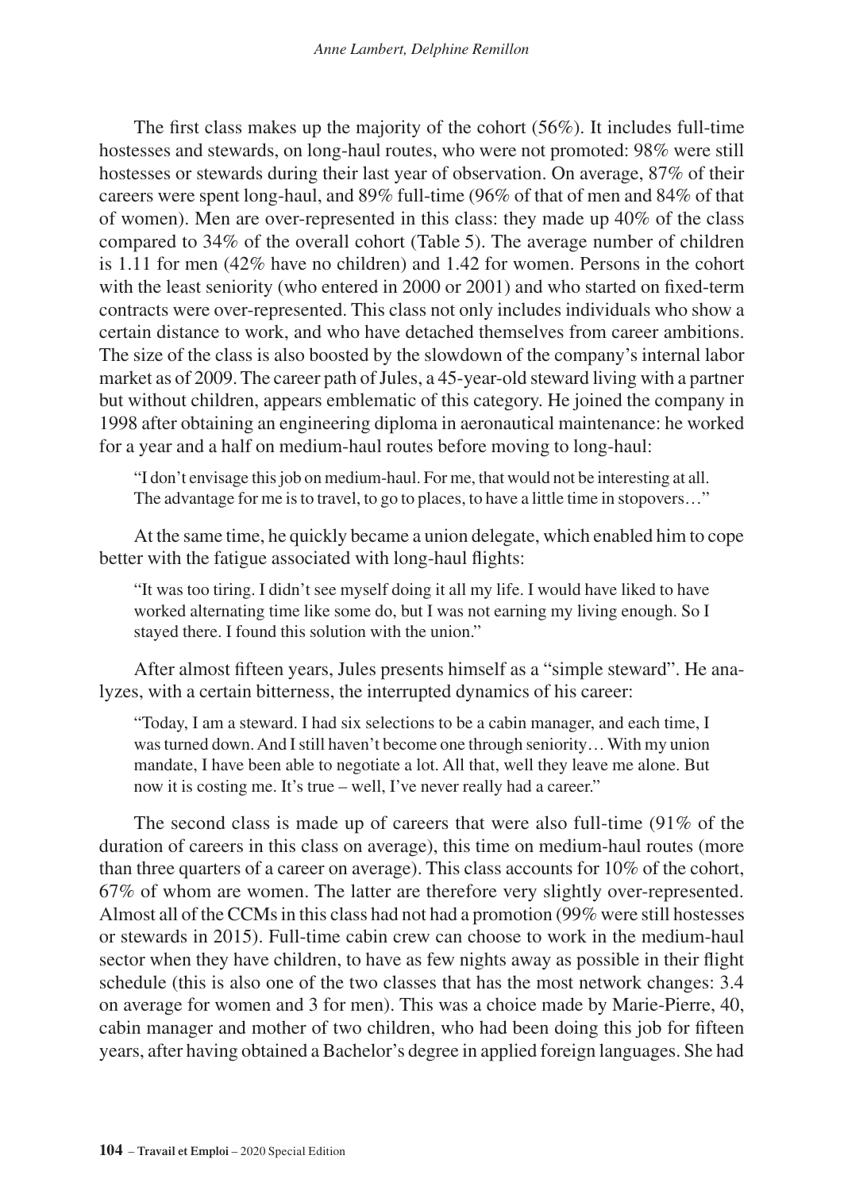The first class makes up the majority of the cohort (56%). It includes full-time hostesses and stewards, on long-haul routes, who were not promoted: 98% were still hostesses or stewards during their last year of observation. On average, 87% of their careers were spent long-haul, and 89% full-time (96% of that of men and 84% of that of women). Men are over-represented in this class: they made up 40% of the class compared to 34% of the overall cohort (Table 5). The average number of children is 1.11 for men (42% have no children) and 1.42 for women. Persons in the cohort with the least seniority (who entered in 2000 or 2001) and who started on fixed-term contracts were over-represented. This class not only includes individuals who show a certain distance to work, and who have detached themselves from career ambitions. The size of the class is also boosted by the slowdown of the company's internal labor market as of 2009. The career path of Jules, a 45-year-old steward living with a partner but without children, appears emblematic of this category. He joined the company in 1998 after obtaining an engineering diploma in aeronautical maintenance: he worked for a year and a half on medium-haul routes before moving to long-haul:

> "I don't envisage this job on medium-haul. For me, that would not be interesting at all. The advantage for me is to travel, to go to places, to have a little time in stopovers…"

At the same time, he quickly became a union delegate, which enabled him to cope better with the fatigue associated with long-haul flights:

> "It was too tiring. I didn't see myself doing it all my life. I would have liked to have worked alternating time like some do, but I was not earning my living enough. So I stayed there. I found this solution with the union."

After almost fifteen years, Jules presents himself as a "simple steward". He analyzes, with a certain bitterness, the interrupted dynamics of his career:

> "Today, I am a steward. I had six selections to be a cabin manager, and each time, I was turned down. And I still haven't become one through seniority… With my union mandate, I have been able to negotiate a lot. All that, well they leave me alone. But now it is costing me. It's true – well, I've never really had a career."

The second class is made up of careers that were also full-time (91% of the duration of careers in this class on average), this time on medium-haul routes (more than three quarters of a career on average). This class accounts for 10% of the cohort, 67% of whom are women. The latter are therefore very slightly over-represented. Almost all of the CCMs in this class had not had a promotion (99% were still hostesses or stewards in 2015). Full-time cabin crew can choose to work in the medium-haul sector when they have children, to have as few nights away as possible in their flight schedule (this is also one of the two classes that has the most network changes: 3.4 on average for women and 3 for men). This was a choice made by Marie-Pierre, 40, cabin manager and mother of two children, who had been doing this job for fifteen years, after having obtained a Bachelor's degree in applied foreign languages. She had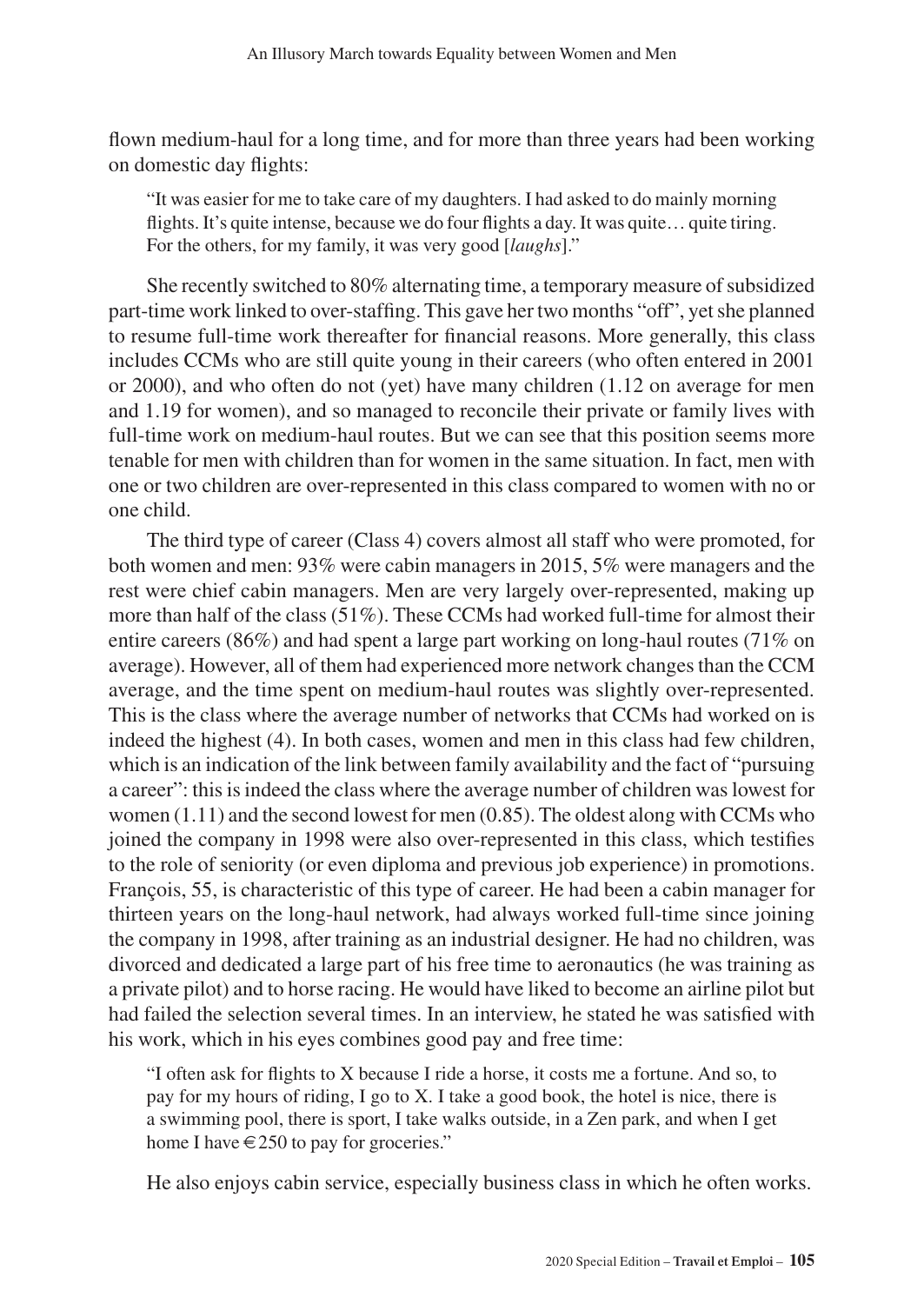flown medium-haul for a long time, and for more than three years had been working on domestic day flights:

> "It was easier for me to take care of my daughters. I had asked to do mainly morning flights. It's quite intense, because we do four flights a day. It was quite… quite tiring. For the others, for my family, it was very good [*laughs*]."

She recently switched to 80% alternating time, a temporary measure of subsidized part-time work linked to over-staffing. This gave her two months "off", yet she planned to resume full-time work thereafter for financial reasons. More generally, this class includes CCMs who are still quite young in their careers (who often entered in 2001 or 2000), and who often do not (yet) have many children (1.12 on average for men and 1.19 for women), and so managed to reconcile their private or family lives with full-time work on medium-haul routes. But we can see that this position seems more tenable for men with children than for women in the same situation. In fact, men with one or two children are over-represented in this class compared to women with no or one child.

The third type of career (Class 4) covers almost all staff who were promoted, for both women and men: 93% were cabin managers in 2015, 5% were managers and the rest were chief cabin managers. Men are very largely over-represented, making up more than half of the class (51%). These CCMs had worked full-time for almost their entire careers (86%) and had spent a large part working on long-haul routes (71% on average). However, all of them had experienced more network changes than the CCM average, and the time spent on medium-haul routes was slightly over-represented. This is the class where the average number of networks that CCMs had worked on is indeed the highest (4). In both cases, women and men in this class had few children, which is an indication of the link between family availability and the fact of "pursuing a career": this is indeed the class where the average number of children was lowest for women (1.11) and the second lowest for men (0.85). The oldest along with CCMs who joined the company in 1998 were also over-represented in this class, which testifies to the role of seniority (or even diploma and previous job experience) in promotions. François, 55, is characteristic of this type of career. He had been a cabin manager for thirteen years on the long-haul network, had always worked full-time since joining the company in 1998, after training as an industrial designer. He had no children, was divorced and dedicated a large part of his free time to aeronautics (he was training as a private pilot) and to horse racing. He would have liked to become an airline pilot but had failed the selection several times. In an interview, he stated he was satisfied with his work, which in his eyes combines good pay and free time:

> "I often ask for flights to X because I ride a horse, it costs me a fortune. And so, to pay for my hours of riding, I go to X. I take a good book, the hotel is nice, there is a swimming pool, there is sport, I take walks outside, in a Zen park, and when I get home I have €250 to pay for groceries."

He also enjoys cabin service, especially business class in which he often works.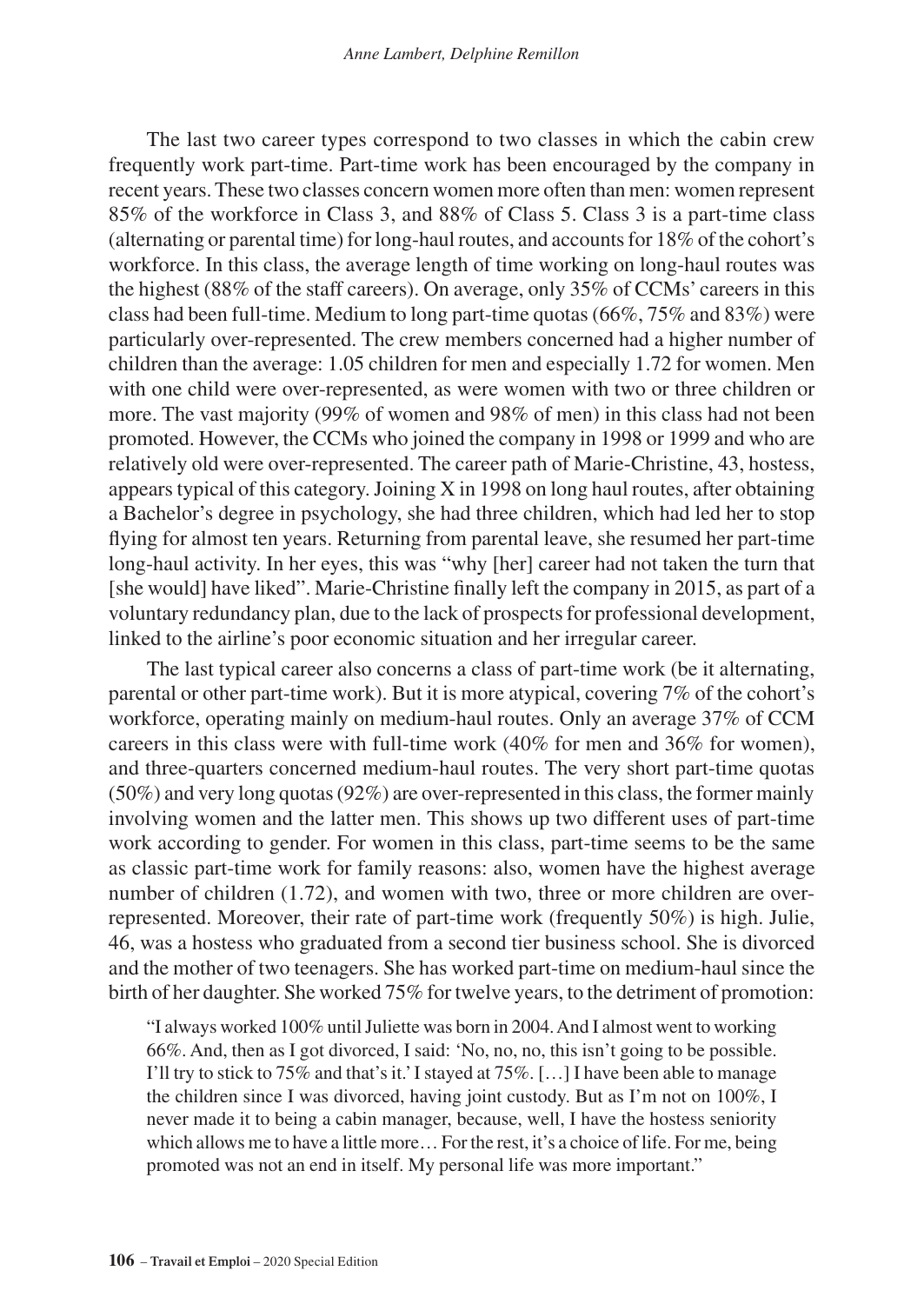The last two career types correspond to two classes in which the cabin crew frequently work part-time. Part-time work has been encouraged by the company in recent years. These two classes concern women more often than men: women represent 85% of the workforce in Class 3, and 88% of Class 5. Class 3 is a part-time class (alternating or parental time) for long-haul routes, and accounts for 18% of the cohort's workforce. In this class, the average length of time working on long-haul routes was the highest (88% of the staff careers). On average, only 35% of CCMs' careers in this class had been full-time. Medium to long part-time quotas (66%, 75% and 83%) were particularly over-represented. The crew members concerned had a higher number of children than the average: 1.05 children for men and especially 1.72 for women. Men with one child were over-represented, as were women with two or three children or more. The vast majority (99% of women and 98% of men) in this class had not been promoted. However, the CCMs who joined the company in 1998 or 1999 and who are relatively old were over-represented. The career path of Marie-Christine, 43, hostess, appears typical of this category. Joining X in 1998 on long haul routes, after obtaining a Bachelor's degree in psychology, she had three children, which had led her to stop flying for almost ten years. Returning from parental leave, she resumed her part-time long-haul activity. In her eyes, this was "why [her] career had not taken the turn that [she would] have liked". Marie-Christine finally left the company in 2015, as part of a voluntary redundancy plan, due to the lack of prospects for professional development, linked to the airline's poor economic situation and her irregular career.

The last typical career also concerns a class of part-time work (be it alternating, parental or other part-time work). But it is more atypical, covering 7% of the cohort's workforce, operating mainly on medium-haul routes. Only an average 37% of CCM careers in this class were with full-time work (40% for men and 36% for women), and three-quarters concerned medium-haul routes. The very short part-time quotas (50%) and very long quotas (92%) are over-represented in this class, the former mainly involving women and the latter men. This shows up two different uses of part-time work according to gender. For women in this class, part-time seems to be the same as classic part-time work for family reasons: also, women have the highest average number of children (1.72), and women with two, three or more children are over-represented. Moreover, their rate of part-time work (frequently 50%) is high. Julie, 46, was a hostess who graduated from a second tier business school. She is divorced and the mother of two teenagers. She has worked part-time on medium-haul since the birth of her daughter. She worked 75% for twelve years, to the detriment of promotion:

> "I always worked 100% until Juliette was born in 2004. And I almost went to working 66%. And, then as I got divorced, I said: 'No, no, no, this isn't going to be possible. I'll try to stick to 75% and that's it.' I stayed at 75%. […] I have been able to manage the children since I was divorced, having joint custody. But as I'm not on 100%, I never made it to being a cabin manager, because, well, I have the hostess seniority which allows me to have a little more… For the rest, it's a choice of life. For me, being promoted was not an end in itself. My personal life was more important."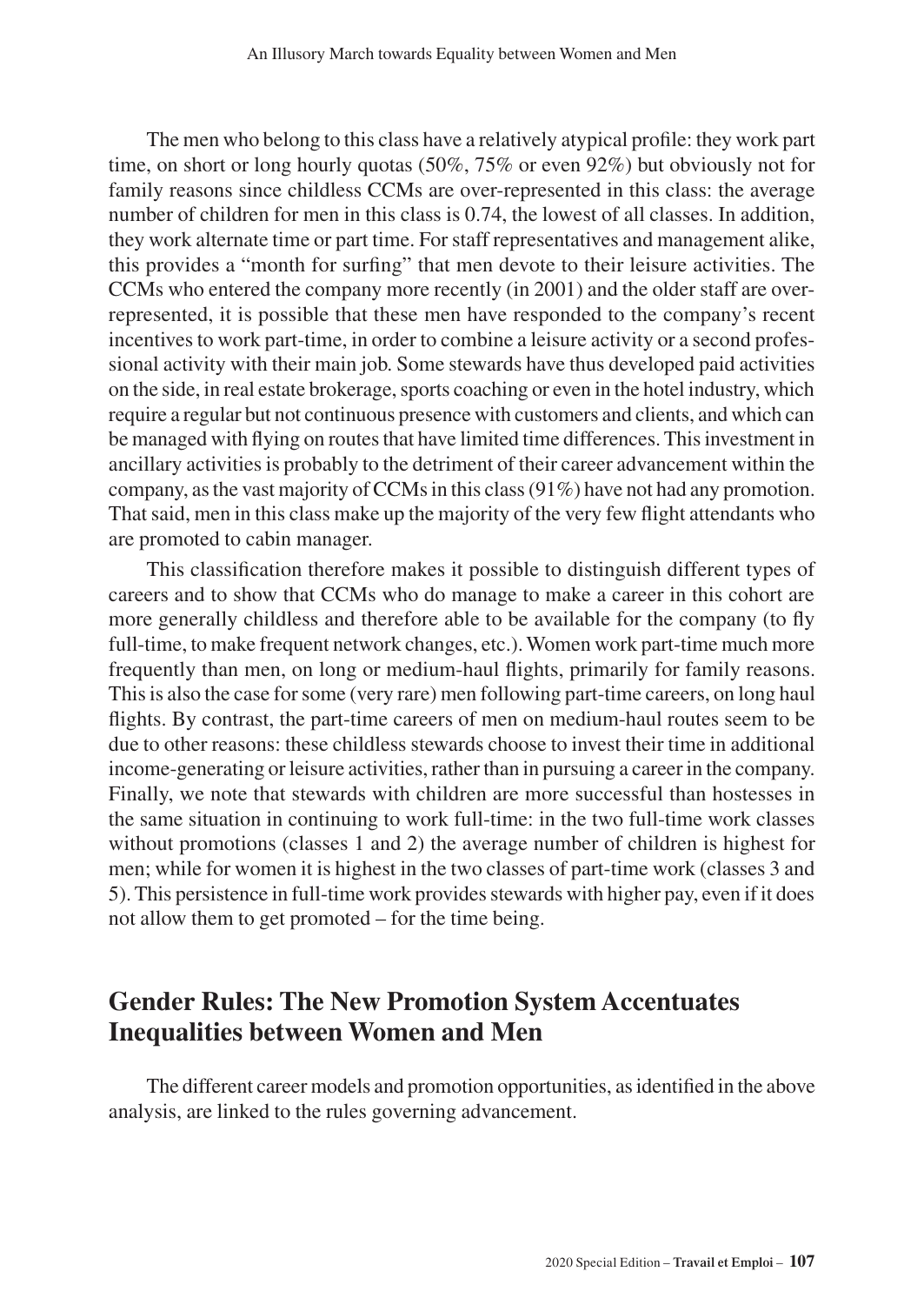The men who belong to this class have a relatively atypical profile: they work part time, on short or long hourly quotas (50%, 75% or even 92%) but obviously not for family reasons since childless CCMs are over-represented in this class: the average number of children for men in this class is 0.74, the lowest of all classes. In addition, they work alternate time or part time. For staff representatives and management alike, this provides a "month for surfing" that men devote to their leisure activities. The CCMs who entered the company more recently (in 2001) and the older staff are over-represented, it is possible that these men have responded to the company's recent incentives to work part-time, in order to combine a leisure activity or a second professional activity with their main job. Some stewards have thus developed paid activities on the side, in real estate brokerage, sports coaching or even in the hotel industry, which require a regular but not continuous presence with customers and clients, and which can be managed with flying on routes that have limited time differences. This investment in ancillary activities is probably to the detriment of their career advancement within the company, as the vast majority of CCMs in this class (91%) have not had any promotion. That said, men in this class make up the majority of the very few flight attendants who are promoted to cabin manager.

This classification therefore makes it possible to distinguish different types of careers and to show that CCMs who do manage to make a career in this cohort are more generally childless and therefore able to be available for the company (to fly full-time, to make frequent network changes, etc.). Women work part-time much more frequently than men, on long or medium-haul flights, primarily for family reasons. This is also the case for some (very rare) men following part-time careers, on long haul flights. By contrast, the part-time careers of men on medium-haul routes seem to be due to other reasons: these childless stewards choose to invest their time in additional income-generating or leisure activities, rather than in pursuing a career in the company. Finally, we note that stewards with children are more successful than hostesses in the same situation in continuing to work full-time: in the two full-time work classes without promotions (classes 1 and 2) the average number of children is highest for men; while for women it is highest in the two classes of part-time work (classes 3 and 5). This persistence in full-time work provides stewards with higher pay, even if it does not allow them to get promoted – for the time being.

## Gender Rules: The New Promotion System Accentuates Inequalities between Women and Men

The different career models and promotion opportunities, as identified in the above analysis, are linked to the rules governing advancement.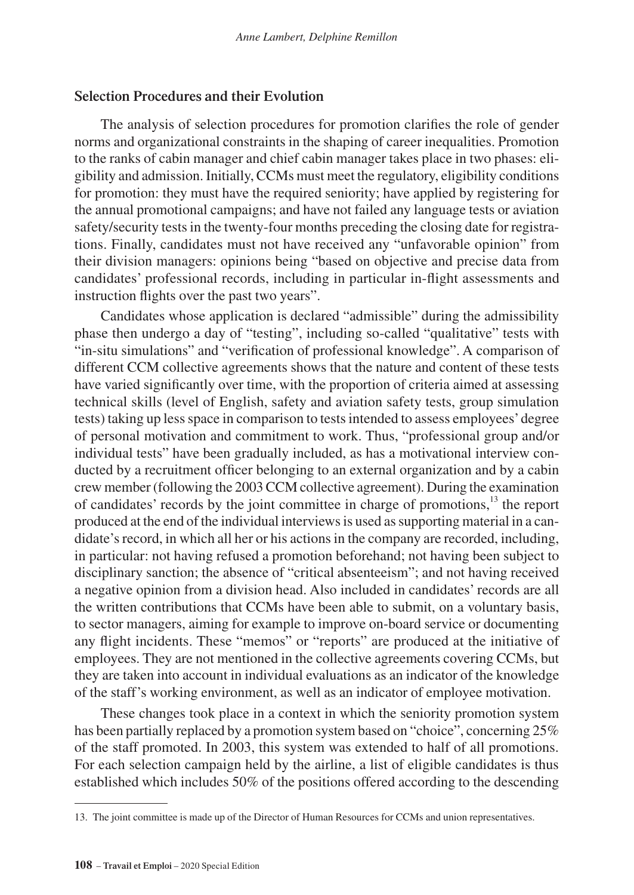### Selection Procedures and their Evolution

The analysis of selection procedures for promotion clarifies the role of gender norms and organizational constraints in the shaping of career inequalities. Promotion to the ranks of cabin manager and chief cabin manager takes place in two phases: eligibility and admission. Initially, CCMs must meet the regulatory, eligibility conditions for promotion: they must have the required seniority; have applied by registering for the annual promotional campaigns; and have not failed any language tests or aviation safety/security tests in the twenty-four months preceding the closing date for registrations. Finally, candidates must not have received any "unfavorable opinion" from their division managers: opinions being "based on objective and precise data from candidates' professional records, including in particular in-flight assessments and instruction flights over the past two years".

Candidates whose application is declared "admissible" during the admissibility phase then undergo a day of "testing", including so-called "qualitative" tests with "in-situ simulations" and "verification of professional knowledge". A comparison of different CCM collective agreements shows that the nature and content of these tests have varied significantly over time, with the proportion of criteria aimed at assessing technical skills (level of English, safety and aviation safety tests, group simulation tests) taking up less space in comparison to tests intended to assess employees' degree of personal motivation and commitment to work. Thus, "professional group and/or individual tests" have been gradually included, as has a motivational interview conducted by a recruitment officer belonging to an external organization and by a cabin crew member (following the 2003 CCM collective agreement). During the examination of candidates' records by the joint committee in charge of promotions,[13] the report produced at the end of the individual interviews is used as supporting material in a candidate's record, in which all her or his actions in the company are recorded, including, in particular: not having refused a promotion beforehand; not having been subject to disciplinary sanction; the absence of "critical absenteeism"; and not having received a negative opinion from a division head. Also included in candidates' records are all the written contributions that CCMs have been able to submit, on a voluntary basis, to sector managers, aiming for example to improve on-board service or documenting any flight incidents. These "memos" or "reports" are produced at the initiative of employees. They are not mentioned in the collective agreements covering CCMs, but they are taken into account in individual evaluations as an indicator of the knowledge of the staff's working environment, as well as an indicator of employee motivation.

These changes took place in a context in which the seniority promotion system has been partially replaced by a promotion system based on "choice", concerning 25% of the staff promoted. In 2003, this system was extended to half of all promotions. For each selection campaign held by the airline, a list of eligible candidates is thus established which includes 50% of the positions offered according to the descending

13. The joint committee is made up of the Director of Human Resources for CCMs and union representatives.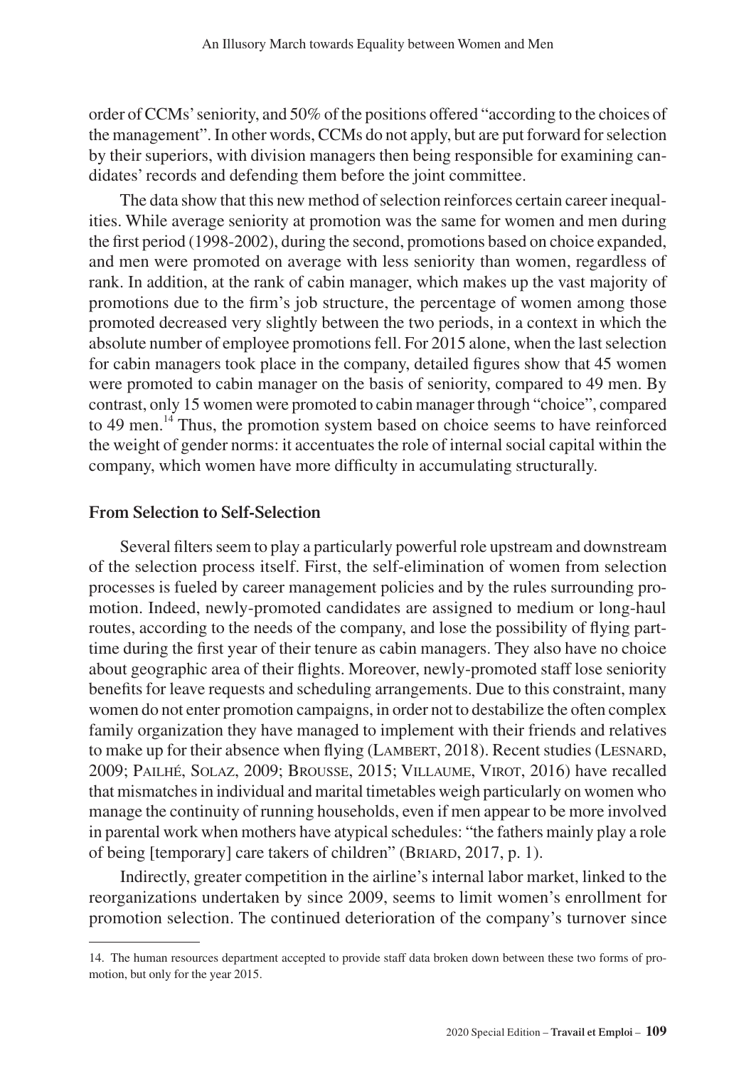order of CCMs' seniority, and 50% of the positions offered "according to the choices of the management". In other words, CCMs do not apply, but are put forward for selection by their superiors, with division managers then being responsible for examining candidates' records and defending them before the joint committee.

The data show that this new method of selection reinforces certain career inequalities. While average seniority at promotion was the same for women and men during the first period (1998-2002), during the second, promotions based on choice expanded, and men were promoted on average with less seniority than women, regardless of rank. In addition, at the rank of cabin manager, which makes up the vast majority of promotions due to the firm's job structure, the percentage of women among those promoted decreased very slightly between the two periods, in a context in which the absolute number of employee promotions fell. For 2015 alone, when the last selection for cabin managers took place in the company, detailed figures show that 45 women were promoted to cabin manager on the basis of seniority, compared to 49 men. By contrast, only 15 women were promoted to cabin manager through "choice", compared to 49 men.[14] Thus, the promotion system based on choice seems to have reinforced the weight of gender norms: it accentuates the role of internal social capital within the company, which women have more difficulty in accumulating structurally.

## From Selection to Self-Selection

Several filters seem to play a particularly powerful role upstream and downstream of the selection process itself. First, the self-elimination of women from selection processes is fueled by career management policies and by the rules surrounding promotion. Indeed, newly-promoted candidates are assigned to medium or long-haul routes, according to the needs of the company, and lose the possibility of flying part-time during the first year of their tenure as cabin managers. They also have no choice about geographic area of their flights. Moreover, newly-promoted staff lose seniority benefits for leave requests and scheduling arrangements. Due to this constraint, many women do not enter promotion campaigns, in order not to destabilize the often complex family organization they have managed to implement with their friends and relatives to make up for their absence when flying (Lambert, 2018). Recent studies (Lesnard, 2009; Pailhé, Solaz, 2009; Brousse, 2015; Villaume, Virot, 2016) have recalled that mismatches in individual and marital timetables weigh particularly on women who manage the continuity of running households, even if men appear to be more involved in parental work when mothers have atypical schedules: "the fathers mainly play a role of being [temporary] care takers of children" (Briard, 2017, p. 1).

Indirectly, greater competition in the airline's internal labor market, linked to the reorganizations undertaken by since 2009, seems to limit women's enrollment for promotion selection. The continued deterioration of the company's turnover since

14. The human resources department accepted to provide staff data broken down between these two forms of promotion, but only for the year 2015.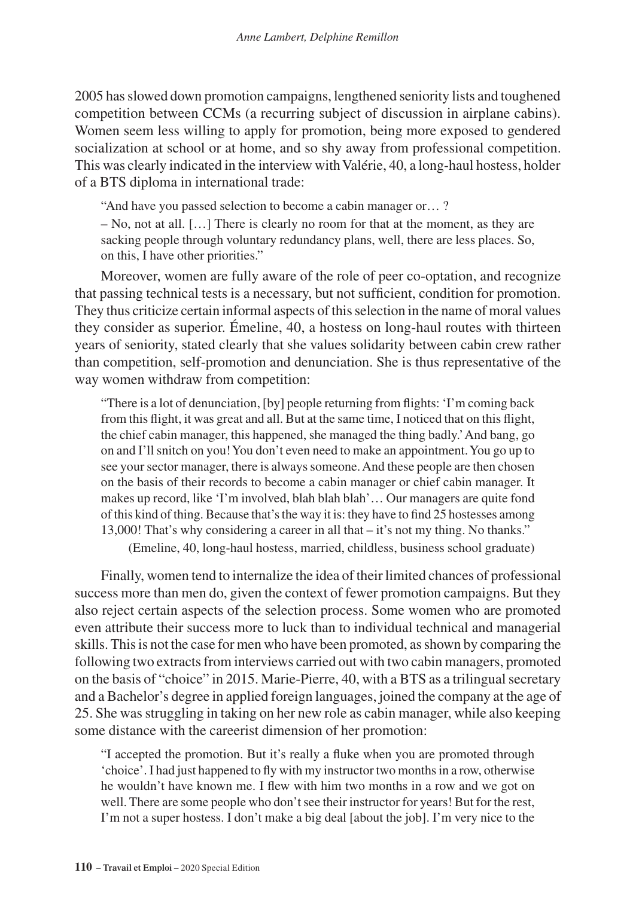2005 has slowed down promotion campaigns, lengthened seniority lists and toughened competition between CCMs (a recurring subject of discussion in airplane cabins). Women seem less willing to apply for promotion, being more exposed to gendered socialization at school or at home, and so shy away from professional competition. This was clearly indicated in the interview with Valérie, 40, a long-haul hostess, holder of a BTS diploma in international trade:

> "And have you passed selection to become a cabin manager or… ?
>
> – No, not at all. […] There is clearly no room for that at the moment, as they are sacking people through voluntary redundancy plans, well, there are less places. So, on this, I have other priorities."

Moreover, women are fully aware of the role of peer co-optation, and recognize that passing technical tests is a necessary, but not sufficient, condition for promotion. They thus criticize certain informal aspects of this selection in the name of moral values they consider as superior. Émeline, 40, a hostess on long-haul routes with thirteen years of seniority, stated clearly that she values solidarity between cabin crew rather than competition, self-promotion and denunciation. She is thus representative of the way women withdraw from competition:

> "There is a lot of denunciation, [by] people returning from flights: 'I'm coming back from this flight, it was great and all. But at the same time, I noticed that on this flight, the chief cabin manager, this happened, she managed the thing badly.' And bang, go on and I'll snitch on you! You don't even need to make an appointment. You go up to see your sector manager, there is always someone. And these people are then chosen on the basis of their records to become a cabin manager or chief cabin manager. It makes up record, like 'I'm involved, blah blah blah'… Our managers are quite fond of this kind of thing. Because that's the way it is: they have to find 25 hostesses among 13,000! That's why considering a career in all that – it's not my thing. No thanks."
>
> (Emeline, 40, long-haul hostess, married, childless, business school graduate)

Finally, women tend to internalize the idea of their limited chances of professional success more than men do, given the context of fewer promotion campaigns. But they also reject certain aspects of the selection process. Some women who are promoted even attribute their success more to luck than to individual technical and managerial skills. This is not the case for men who have been promoted, as shown by comparing the following two extracts from interviews carried out with two cabin managers, promoted on the basis of "choice" in 2015. Marie-Pierre, 40, with a BTS as a trilingual secretary and a Bachelor's degree in applied foreign languages, joined the company at the age of 25. She was struggling in taking on her new role as cabin manager, while also keeping some distance with the careerist dimension of her promotion:

> "I accepted the promotion. But it's really a fluke when you are promoted through 'choice'. I had just happened to fly with my instructor two months in a row, otherwise he wouldn't have known me. I flew with him two months in a row and we got on well. There are some people who don't see their instructor for years! But for the rest, I'm not a super hostess. I don't make a big deal [about the job]. I'm very nice to the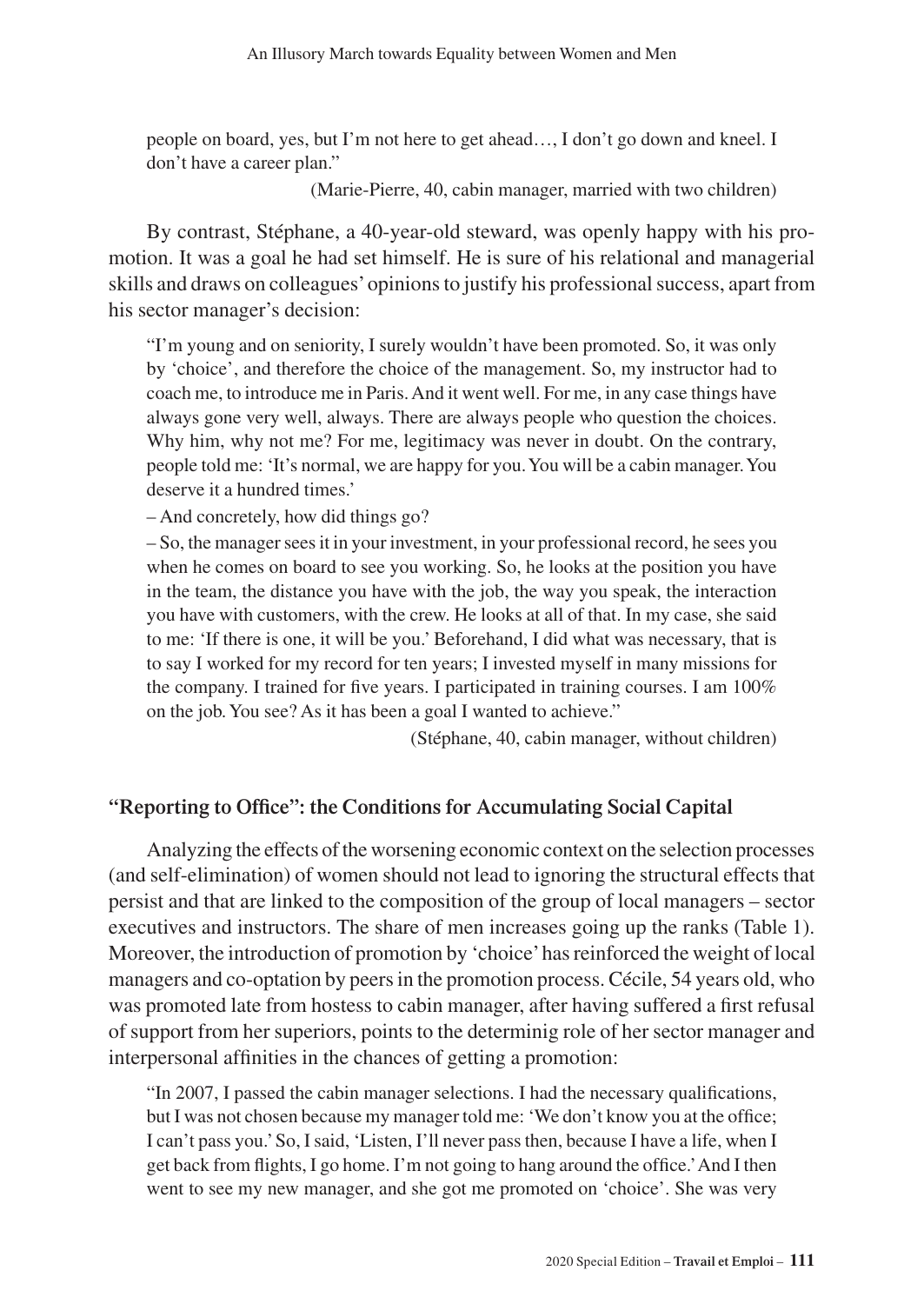> people on board, yes, but I'm not here to get ahead…, I don't go down and kneel. I don't have a career plan."
>
> (Marie-Pierre, 40, cabin manager, married with two children)

By contrast, Stéphane, a 40-year-old steward, was openly happy with his promotion. It was a goal he had set himself. He is sure of his relational and managerial skills and draws on colleagues' opinions to justify his professional success, apart from his sector manager's decision:

> "I'm young and on seniority, I surely wouldn't have been promoted. So, it was only by 'choice', and therefore the choice of the management. So, my instructor had to coach me, to introduce me in Paris. And it went well. For me, in any case things have always gone very well, always. There are always people who question the choices. Why him, why not me? For me, legitimacy was never in doubt. On the contrary, people told me: 'It's normal, we are happy for you. You will be a cabin manager. You deserve it a hundred times.'
>
> – And concretely, how did things go?
>
> – So, the manager sees it in your investment, in your professional record, he sees you when he comes on board to see you working. So, he looks at the position you have in the team, the distance you have with the job, the way you speak, the interaction you have with customers, with the crew. He looks at all of that. In my case, she said to me: 'If there is one, it will be you.' Beforehand, I did what was necessary, that is to say I worked for my record for ten years; I invested myself in many missions for the company. I trained for five years. I participated in training courses. I am 100% on the job. You see? As it has been a goal I wanted to achieve."
>
> (Stéphane, 40, cabin manager, without children)

### "Reporting to Office": the Conditions for Accumulating Social Capital

Analyzing the effects of the worsening economic context on the selection processes (and self-elimination) of women should not lead to ignoring the structural effects that persist and that are linked to the composition of the group of local managers – sector executives and instructors. The share of men increases going up the ranks (Table 1). Moreover, the introduction of promotion by 'choice' has reinforced the weight of local managers and co-optation by peers in the promotion process. Cécile, 54 years old, who was promoted late from hostess to cabin manager, after having suffered a first refusal of support from her superiors, points to the determinig role of her sector manager and interpersonal affinities in the chances of getting a promotion:

> "In 2007, I passed the cabin manager selections. I had the necessary qualifications, but I was not chosen because my manager told me: 'We don't know you at the office; I can't pass you.' So, I said, 'Listen, I'll never pass then, because I have a life, when I get back from flights, I go home. I'm not going to hang around the office.' And I then went to see my new manager, and she got me promoted on 'choice'. She was very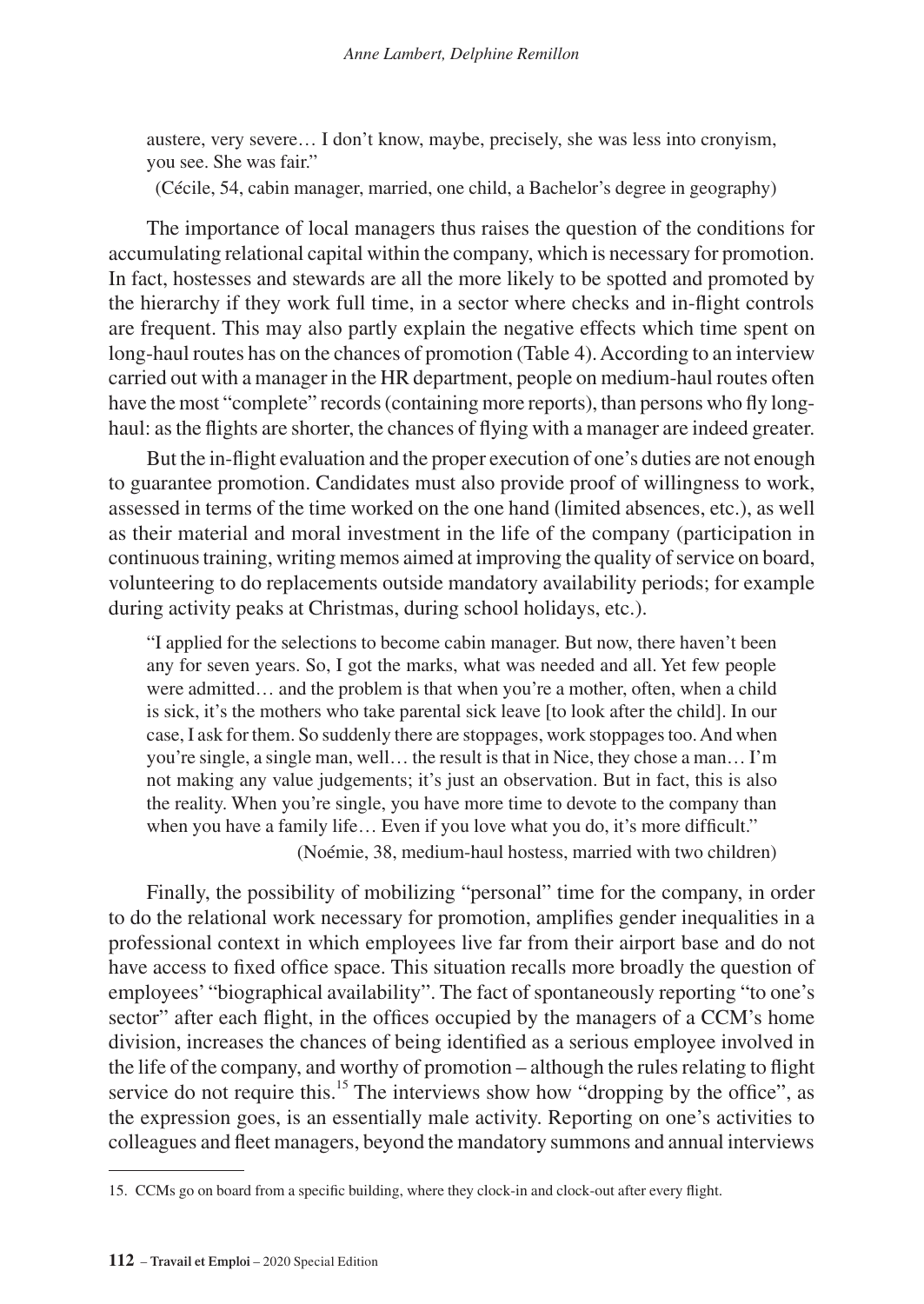austere, very severe… I don't know, maybe, precisely, she was less into cronyism, you see. She was fair."

(Cécile, 54, cabin manager, married, one child, a Bachelor's degree in geography)

The importance of local managers thus raises the question of the conditions for accumulating relational capital within the company, which is necessary for promotion. In fact, hostesses and stewards are all the more likely to be spotted and promoted by the hierarchy if they work full time, in a sector where checks and in-flight controls are frequent. This may also partly explain the negative effects which time spent on long-haul routes has on the chances of promotion (Table 4). According to an interview carried out with a manager in the HR department, people on medium-haul routes often have the most "complete" records (containing more reports), than persons who fly long-haul: as the flights are shorter, the chances of flying with a manager are indeed greater.

But the in-flight evaluation and the proper execution of one's duties are not enough to guarantee promotion. Candidates must also provide proof of willingness to work, assessed in terms of the time worked on the one hand (limited absences, etc.), as well as their material and moral investment in the life of the company (participation in continuous training, writing memos aimed at improving the quality of service on board, volunteering to do replacements outside mandatory availability periods; for example during activity peaks at Christmas, during school holidays, etc.).

> "I applied for the selections to become cabin manager. But now, there haven't been any for seven years. So, I got the marks, what was needed and all. Yet few people were admitted… and the problem is that when you're a mother, often, when a child is sick, it's the mothers who take parental sick leave [to look after the child]. In our case, I ask for them. So suddenly there are stoppages, work stoppages too. And when you're single, a single man, well… the result is that in Nice, they chose a man… I'm not making any value judgements; it's just an observation. But in fact, this is also the reality. When you're single, you have more time to devote to the company than when you have a family life… Even if you love what you do, it's more difficult."
>
> (Noémie, 38, medium-haul hostess, married with two children)

Finally, the possibility of mobilizing "personal" time for the company, in order to do the relational work necessary for promotion, amplifies gender inequalities in a professional context in which employees live far from their airport base and do not have access to fixed office space. This situation recalls more broadly the question of employees' "biographical availability". The fact of spontaneously reporting "to one's sector" after each flight, in the offices occupied by the managers of a CCM's home division, increases the chances of being identified as a serious employee involved in the life of the company, and worthy of promotion – although the rules relating to flight service do not require this.[15] The interviews show how "dropping by the office", as the expression goes, is an essentially male activity. Reporting on one's activities to colleagues and fleet managers, beyond the mandatory summons and annual interviews

15. CCMs go on board from a specific building, where they clock-in and clock-out after every flight.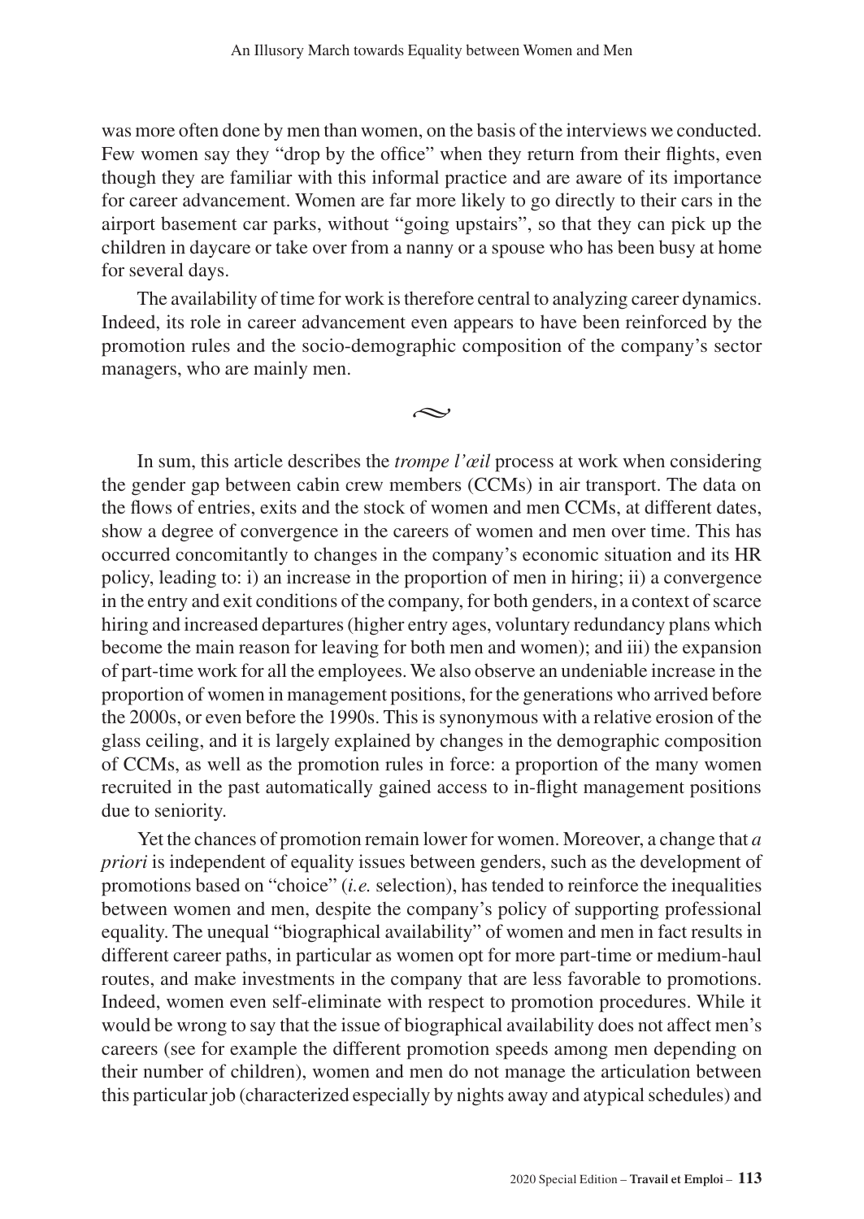was more often done by men than women, on the basis of the interviews we conducted. Few women say they "drop by the office" when they return from their flights, even though they are familiar with this informal practice and are aware of its importance for career advancement. Women are far more likely to go directly to their cars in the airport basement car parks, without "going upstairs", so that they can pick up the children in daycare or take over from a nanny or a spouse who has been busy at home for several days.

The availability of time for work is therefore central to analyzing career dynamics. Indeed, its role in career advancement even appears to have been reinforced by the promotion rules and the socio-demographic composition of the company's sector managers, who are mainly men.

~

In sum, this article describes the *trompe l'œil* process at work when considering the gender gap between cabin crew members (CCMs) in air transport. The data on the flows of entries, exits and the stock of women and men CCMs, at different dates, show a degree of convergence in the careers of women and men over time. This has occurred concomitantly to changes in the company's economic situation and its HR policy, leading to: i) an increase in the proportion of men in hiring; ii) a convergence in the entry and exit conditions of the company, for both genders, in a context of scarce hiring and increased departures (higher entry ages, voluntary redundancy plans which become the main reason for leaving for both men and women); and iii) the expansion of part-time work for all the employees. We also observe an undeniable increase in the proportion of women in management positions, for the generations who arrived before the 2000s, or even before the 1990s. This is synonymous with a relative erosion of the glass ceiling, and it is largely explained by changes in the demographic composition of CCMs, as well as the promotion rules in force: a proportion of the many women recruited in the past automatically gained access to in-flight management positions due to seniority.

Yet the chances of promotion remain lower for women. Moreover, a change that *a priori* is independent of equality issues between genders, such as the development of promotions based on "choice" (*i.e.* selection), has tended to reinforce the inequalities between women and men, despite the company's policy of supporting professional equality. The unequal "biographical availability" of women and men in fact results in different career paths, in particular as women opt for more part-time or medium-haul routes, and make investments in the company that are less favorable to promotions. Indeed, women even self-eliminate with respect to promotion procedures. While it would be wrong to say that the issue of biographical availability does not affect men's careers (see for example the different promotion speeds among men depending on their number of children), women and men do not manage the articulation between this particular job (characterized especially by nights away and atypical schedules) and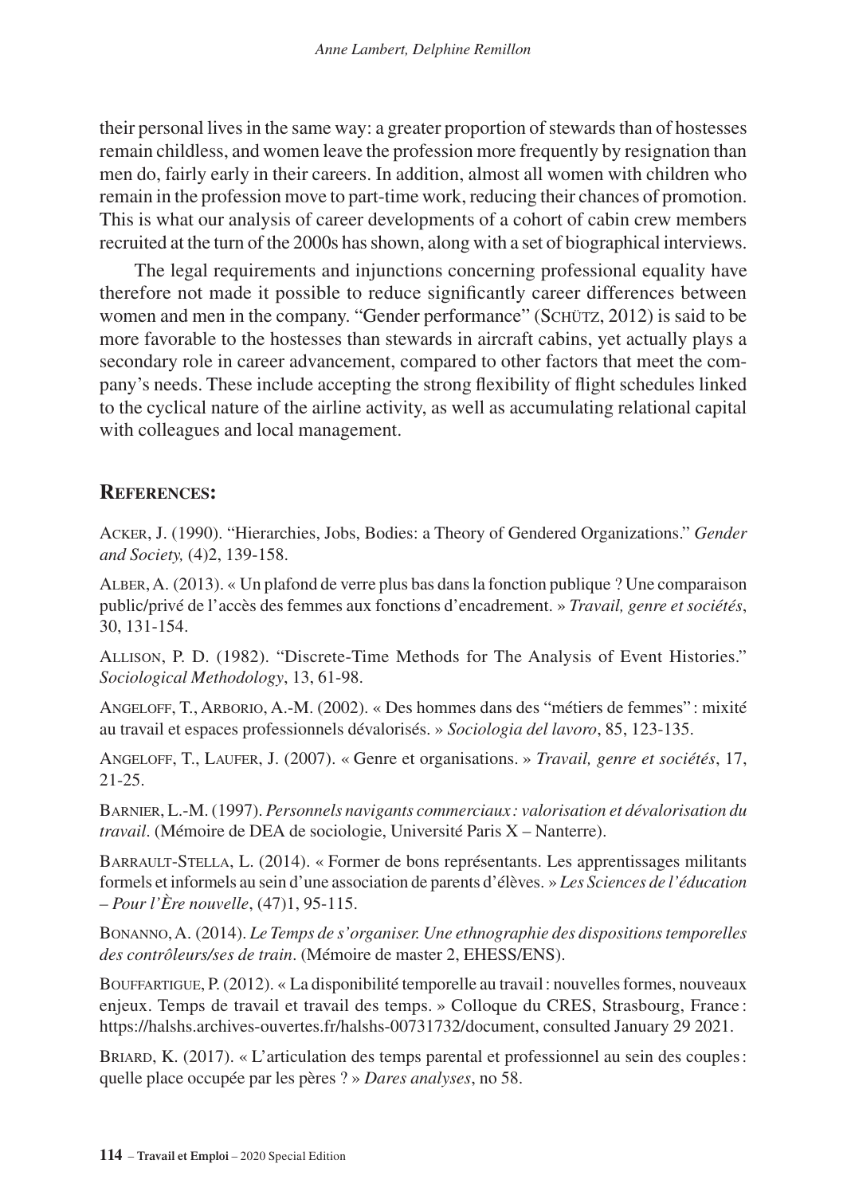their personal lives in the same way: a greater proportion of stewards than of hostesses remain childless, and women leave the profession more frequently by resignation than men do, fairly early in their careers. In addition, almost all women with children who remain in the profession move to part-time work, reducing their chances of promotion. This is what our analysis of career developments of a cohort of cabin crew members recruited at the turn of the 2000s has shown, along with a set of biographical interviews.

The legal requirements and injunctions concerning professional equality have therefore not made it possible to reduce significantly career differences between women and men in the company. "Gender performance" (Schütz, 2012) is said to be more favorable to the hostesses than stewards in aircraft cabins, yet actually plays a secondary role in career advancement, compared to other factors that meet the company's needs. These include accepting the strong flexibility of flight schedules linked to the cyclical nature of the airline activity, as well as accumulating relational capital with colleagues and local management.

## References:

Acker, J. (1990). "Hierarchies, Jobs, Bodies: a Theory of Gendered Organizations." *Gender and Society,* (4)2, 139-158.

Alber, A. (2013). « Un plafond de verre plus bas dans la fonction publique ? Une comparaison public/privé de l'accès des femmes aux fonctions d'encadrement. » *Travail, genre et sociétés*, 30, 131-154.

Allison, P. D. (1982). "Discrete-Time Methods for The Analysis of Event Histories." *Sociological Methodology*, 13, 61-98.

Angeloff, T., Arborio, A.-M. (2002). « Des hommes dans des "métiers de femmes" : mixité au travail et espaces professionnels dévalorisés. » *Sociologia del lavoro*, 85, 123-135.

Angeloff, T., Laufer, J. (2007). « Genre et organisations. » *Travail, genre et sociétés*, 17, 21-25.

Barnier, L.-M. (1997). *Personnels navigants commerciaux : valorisation et dévalorisation du travail*. (Mémoire de DEA de sociologie, Université Paris X – Nanterre).

Barrault-Stella, L. (2014). « Former de bons représentants. Les apprentissages militants formels et informels au sein d'une association de parents d'élèves. » *Les Sciences de l'éducation – Pour l'Ère nouvelle*, (47)1, 95-115.

Bonanno, A. (2014). *Le Temps de s'organiser. Une ethnographie des dispositions temporelles des contrôleurs/ses de train*. (Mémoire de master 2, EHESS/ENS).

Bouffartigue, P. (2012). « La disponibilité temporelle au travail : nouvelles formes, nouveaux enjeux. Temps de travail et travail des temps. » Colloque du CRES, Strasbourg, France : https://halshs.archives-ouvertes.fr/halshs-00731732/document, consulted January 29 2021.

Briard, K. (2017). « L'articulation des temps parental et professionnel au sein des couples : quelle place occupée par les pères ? » *Dares analyses*, no 58.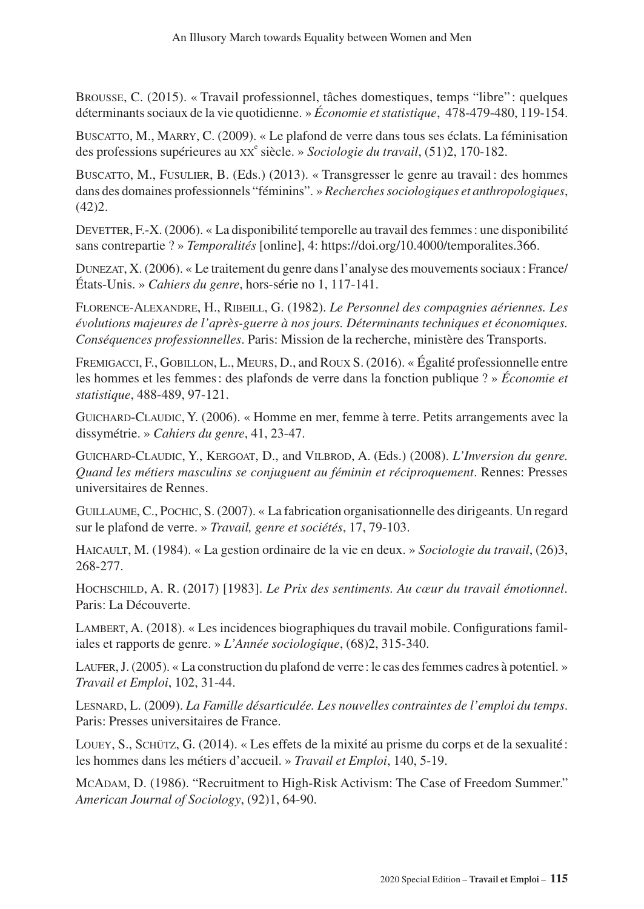Brousse, C. (2015). « Travail professionnel, tâches domestiques, temps “libre” : quelques déterminants sociaux de la vie quotidienne. » *Économie et statistique*, 478-479-480, 119-154.

Buscatto, M., Marry, C. (2009). « Le plafond de verre dans tous ses éclats. La féminisation des professions supérieures au xx^e siècle. » *Sociologie du travail*, (51)2, 170-182.

Buscatto, M., Fusulier, B. (Eds.) (2013). « Transgresser le genre au travail : des hommes dans des domaines professionnels “féminins”. » *Recherches sociologiques et anthropologiques*, (42)2.

Devetter, F.-X. (2006). « La disponibilité temporelle au travail des femmes : une disponibilité sans contrepartie ? » *Temporalités* [online], 4: https://doi.org/10.4000/temporalites.366.

Dunezat, X. (2006). « Le traitement du genre dans l’analyse des mouvements sociaux : France/États-Unis. » *Cahiers du genre*, hors-série no 1, 117-141.

Florence-Alexandre, H., Ribeill, G. (1982). *Le Personnel des compagnies aériennes. Les évolutions majeures de l’après-guerre à nos jours. Déterminants techniques et économiques. Conséquences professionnelles*. Paris: Mission de la recherche, ministère des Transports.

Fremigacci, F., Gobillon, L., Meurs, D., and Roux S. (2016). « Égalité professionnelle entre les hommes et les femmes : des plafonds de verre dans la fonction publique ? » *Économie et statistique*, 488-489, 97-121.

Guichard-Claudic, Y. (2006). « Homme en mer, femme à terre. Petits arrangements avec la dissymétrie. » *Cahiers du genre*, 41, 23-47.

Guichard-Claudic, Y., Kergoat, D., and Vilbrod, A. (Eds.) (2008). *L’Inversion du genre. Quand les métiers masculins se conjuguent au féminin et réciproquement*. Rennes: Presses universitaires de Rennes.

Guillaume, C., Pochic, S. (2007). « La fabrication organisationnelle des dirigeants. Un regard sur le plafond de verre. » *Travail, genre et sociétés*, 17, 79-103.

Haicault, M. (1984). « La gestion ordinaire de la vie en deux. » *Sociologie du travail*, (26)3, 268-277.

Hochschild, A. R. (2017) [1983]. *Le Prix des sentiments. Au cœur du travail émotionnel*. Paris: La Découverte.

Lambert, A. (2018). « Les incidences biographiques du travail mobile. Configurations familiales et rapports de genre. » *L’Année sociologique*, (68)2, 315-340.

Laufer, J. (2005). « La construction du plafond de verre : le cas des femmes cadres à potentiel. » *Travail et Emploi*, 102, 31-44.

Lesnard, L. (2009). *La Famille désarticulée. Les nouvelles contraintes de l’emploi du temps*. Paris: Presses universitaires de France.

Louey, S., Schütz, G. (2014). « Les effets de la mixité au prisme du corps et de la sexualité : les hommes dans les métiers d’accueil. » *Travail et Emploi*, 140, 5-19.

McAdam, D. (1986). “Recruitment to High-Risk Activism: The Case of Freedom Summer.” *American Journal of Sociology*, (92)1, 64-90.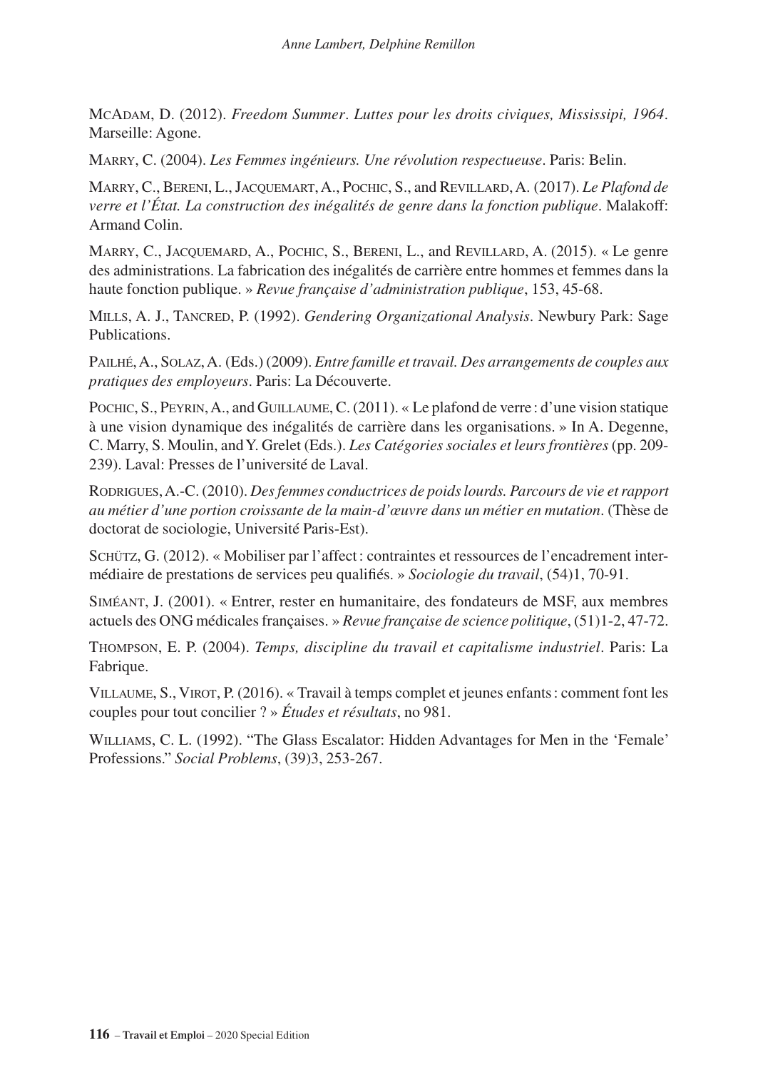McAdam, D. (2012). *Freedom Summer. Luttes pour les droits civiques, Mississipi, 1964*. Marseille: Agone.

Marry, C. (2004). *Les Femmes ingénieurs. Une révolution respectueuse*. Paris: Belin.

Marry, C., Bereni, L., Jacquemart, A., Pochic, S., and Revillard, A. (2017). *Le Plafond de verre et l'État. La construction des inégalités de genre dans la fonction publique*. Malakoff: Armand Colin.

Marry, C., Jacquemard, A., Pochic, S., Bereni, L., and Revillard, A. (2015). « Le genre des administrations. La fabrication des inégalités de carrière entre hommes et femmes dans la haute fonction publique. » *Revue française d'administration publique*, 153, 45-68.

Mills, A. J., Tancred, P. (1992). *Gendering Organizational Analysis*. Newbury Park: Sage Publications.

Pailhé, A., Solaz, A. (Eds.) (2009). *Entre famille et travail. Des arrangements de couples aux pratiques des employeurs*. Paris: La Découverte.

Pochic, S., Peyrin, A., and Guillaume, C. (2011). « Le plafond de verre : d'une vision statique à une vision dynamique des inégalités de carrière dans les organisations. » In A. Degenne, C. Marry, S. Moulin, and Y. Grelet (Eds.). *Les Catégories sociales et leurs frontières* (pp. 209-239). Laval: Presses de l'université de Laval.

Rodrigues, A.-C. (2010). *Des femmes conductrices de poids lourds. Parcours de vie et rapport au métier d'une portion croissante de la main-d'œuvre dans un métier en mutation*. (Thèse de doctorat de sociologie, Université Paris-Est).

Schütz, G. (2012). « Mobiliser par l'affect : contraintes et ressources de l'encadrement intermédiaire de prestations de services peu qualifiés. » *Sociologie du travail*, (54)1, 70-91.

Siméant, J. (2001). « Entrer, rester en humanitaire, des fondateurs de MSF, aux membres actuels des ONG médicales françaises. » *Revue française de science politique*, (51)1-2, 47-72.

Thompson, E. P. (2004). *Temps, discipline du travail et capitalisme industriel*. Paris: La Fabrique.

Villaume, S., Virot, P. (2016). « Travail à temps complet et jeunes enfants : comment font les couples pour tout concilier ? » *Études et résultats*, no 981.

Williams, C. L. (1992). "The Glass Escalator: Hidden Advantages for Men in the 'Female' Professions." *Social Problems*, (39)3, 253-267.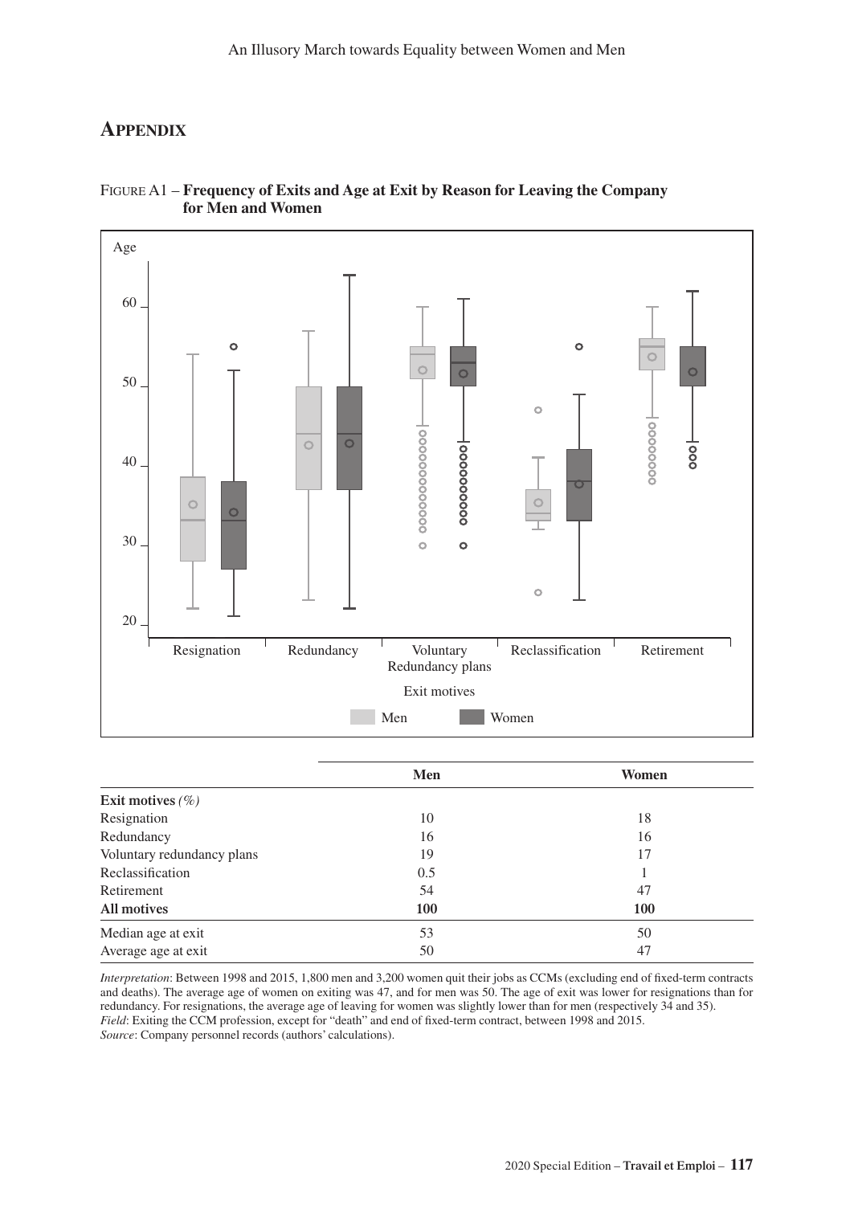## Appendix

Figure A1 – **Frequency of Exits and Age at Exit by Reason for Leaving the Company for Men and Women**

| | Men | Women |
|---|---|---|
| **Exit motives** *(%)* | | |
| Resignation | 10 | 18 |
| Redundancy | 16 | 16 |
| Voluntary redundancy plans | 19 | 17 |
| Reclassification | 0.5 | 1 |
| Retirement | 54 | 47 |
| **All motives** | **100** | **100** |
| Median age at exit | 53 | 50 |
| Average age at exit | 50 | 47 |

*Interpretation*: Between 1998 and 2015, 1,800 men and 3,200 women quit their jobs as CCMs (excluding end of fixed-term contracts and deaths). The average age of women on exiting was 47, and for men was 50. The age of exit was lower for resignations than for redundancy. For resignations, the average age of leaving for women was slightly lower than for men (respectively 34 and 35).
*Field*: Exiting the CCM profession, except for "death" and end of fixed-term contract, between 1998 and 2015.
*Source*: Company personnel records (authors' calculations).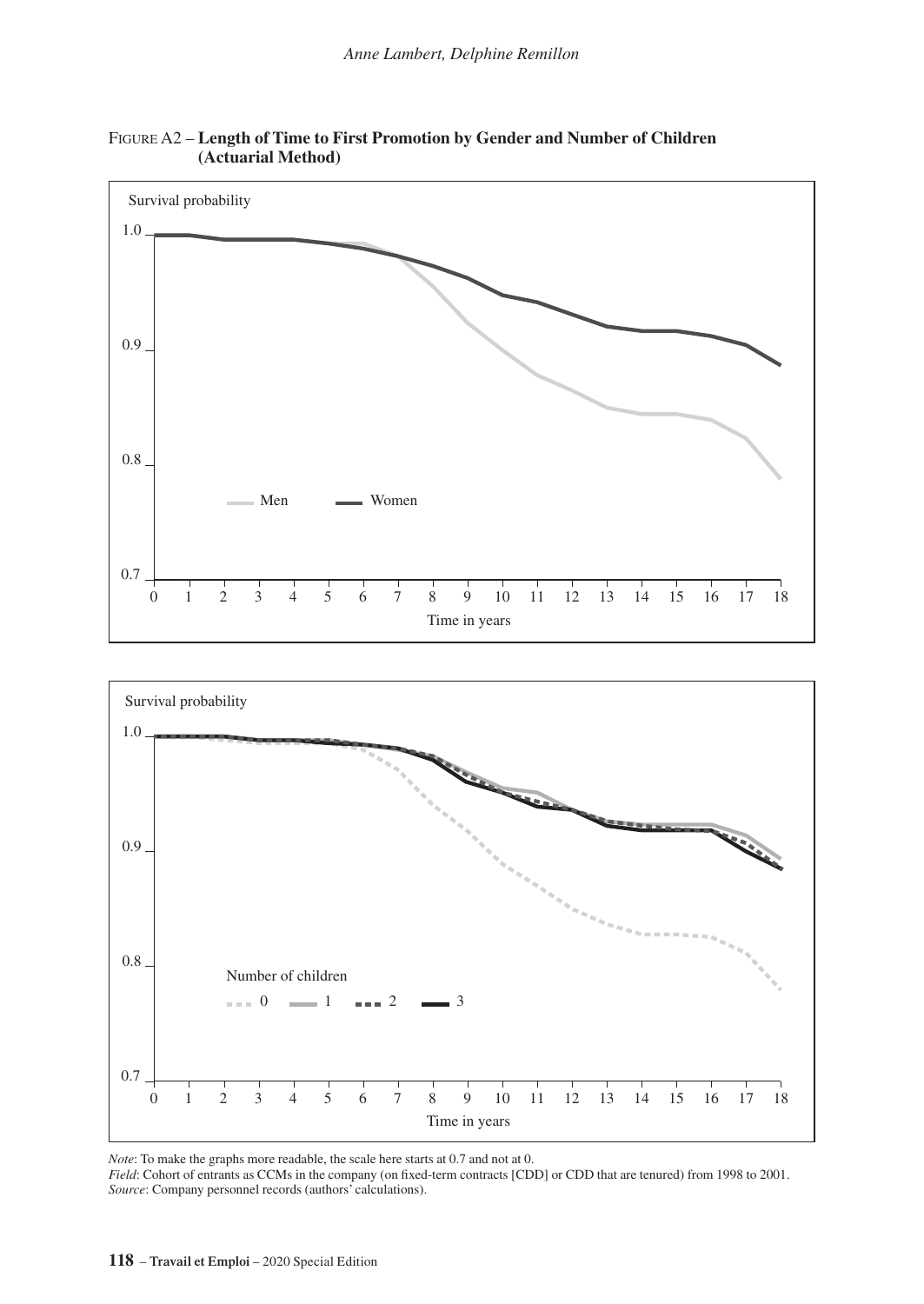Figure A2 – **Length of Time to First Promotion by Gender and Number of Children (Actuarial Method)**

*Note*: To make the graphs more readable, the scale here starts at 0.7 and not at 0.

*Field*: Cohort of entrants as CCMs in the company (on fixed-term contracts [CDD] or CDD that are tenured) from 1998 to 2001.

*Source*: Company personnel records (authors' calculations).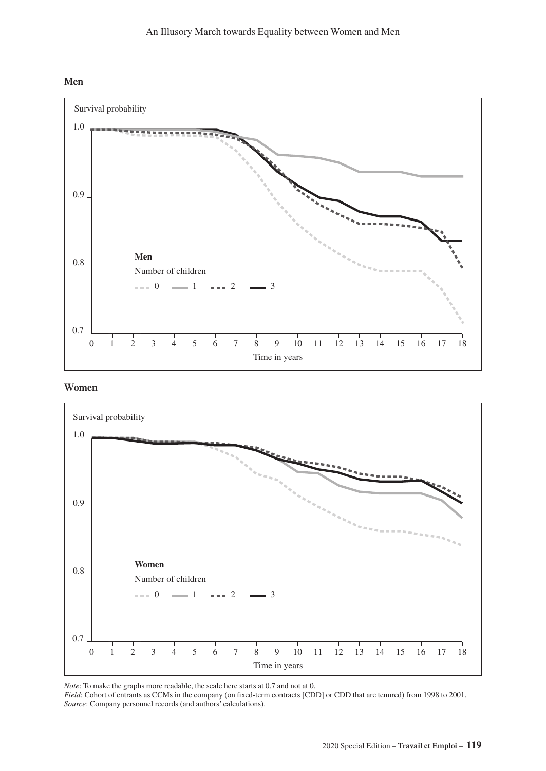**Men**

**Women**

*Note*: To make the graphs more readable, the scale here starts at 0.7 and not at 0.

*Field*: Cohort of entrants as CCMs in the company (on fixed-term contracts [CDD] or CDD that are tenured) from 1998 to 2001.

*Source*: Company personnel records (and authors' calculations).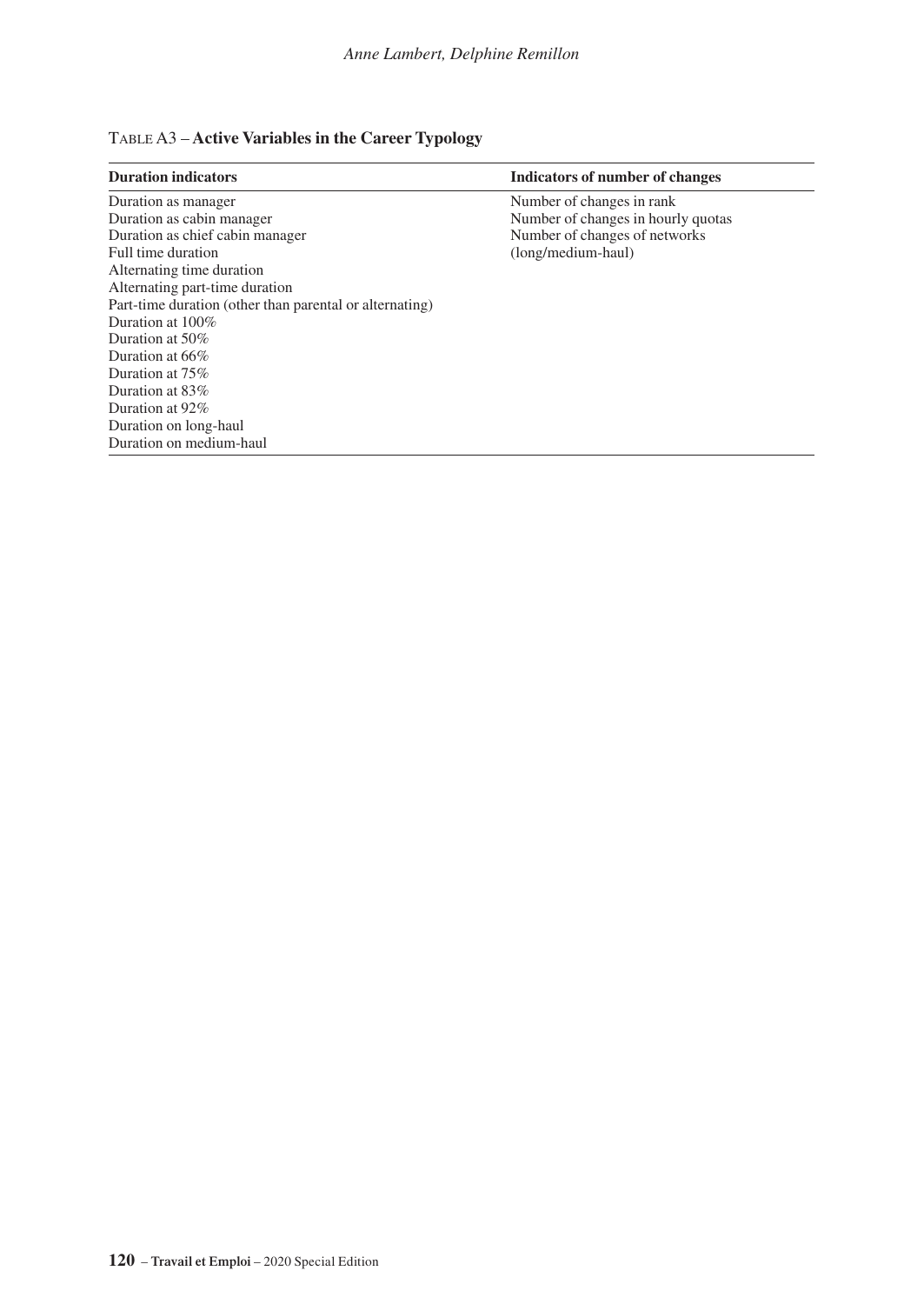TABLE A3 – **Active Variables in the Career Typology**

| Duration indicators | Indicators of number of changes |
|---|---|
| Duration as manager | Number of changes in rank |
| Duration as cabin manager | Number of changes in hourly quotas |
| Duration as chief cabin manager | Number of changes of networks (long/medium-haul) |
| Full time duration | |
| Alternating time duration | |
| Alternating part-time duration | |
| Part-time duration (other than parental or alternating) | |
| Duration at 100% | |
| Duration at 50% | |
| Duration at 66% | |
| Duration at 75% | |
| Duration at 83% | |
| Duration at 92% | |
| Duration on long-haul | |
| Duration on medium-haul | |